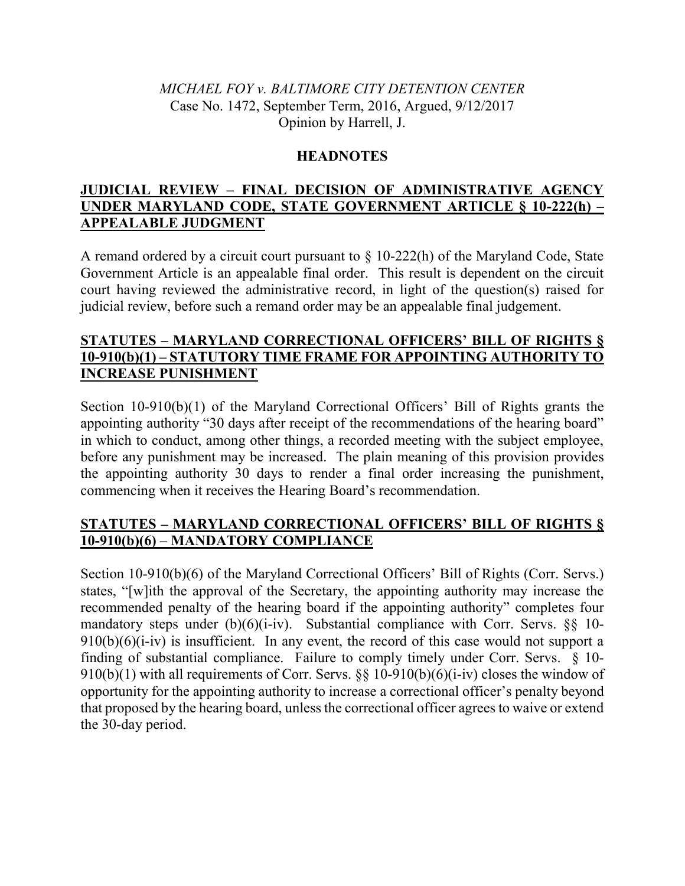*MICHAEL FOY v. BALTIMORE CITY DETENTION CENTER*
Case No. 1472, September Term, 2016, Argued, 9/12/2017
Opinion by Harrell, J.

## HEADNOTES

**JUDICIAL REVIEW – FINAL DECISION OF ADMINISTRATIVE AGENCY UNDER MARYLAND CODE, STATE GOVERNMENT ARTICLE § 10-222(h) – APPEALABLE JUDGMENT**

A remand ordered by a circuit court pursuant to § 10-222(h) of the Maryland Code, State Government Article is an appealable final order. This result is dependent on the circuit court having reviewed the administrative record, in light of the question(s) raised for judicial review, before such a remand order may be an appealable final judgement.

**STATUTES – MARYLAND CORRECTIONAL OFFICERS' BILL OF RIGHTS § 10-910(b)(1) – STATUTORY TIME FRAME FOR APPOINTING AUTHORITY TO INCREASE PUNISHMENT**

Section 10-910(b)(1) of the Maryland Correctional Officers' Bill of Rights grants the appointing authority "30 days after receipt of the recommendations of the hearing board" in which to conduct, among other things, a recorded meeting with the subject employee, before any punishment may be increased. The plain meaning of this provision provides the appointing authority 30 days to render a final order increasing the punishment, commencing when it receives the Hearing Board's recommendation.

**STATUTES – MARYLAND CORRECTIONAL OFFICERS' BILL OF RIGHTS § 10-910(b)(6) – MANDATORY COMPLIANCE**

Section 10-910(b)(6) of the Maryland Correctional Officers' Bill of Rights (Corr. Servs.) states, "[w]ith the approval of the Secretary, the appointing authority may increase the recommended penalty of the hearing board if the appointing authority" completes four mandatory steps under (b)(6)(i-iv). Substantial compliance with Corr. Servs. §§ 10-910(b)(6)(i-iv) is insufficient. In any event, the record of this case would not support a finding of substantial compliance. Failure to comply timely under Corr. Servs. § 10-910(b)(1) with all requirements of Corr. Servs. §§ 10-910(b)(6)(i-iv) closes the window of opportunity for the appointing authority to increase a correctional officer's penalty beyond that proposed by the hearing board, unless the correctional officer agrees to waive or extend the 30-day period.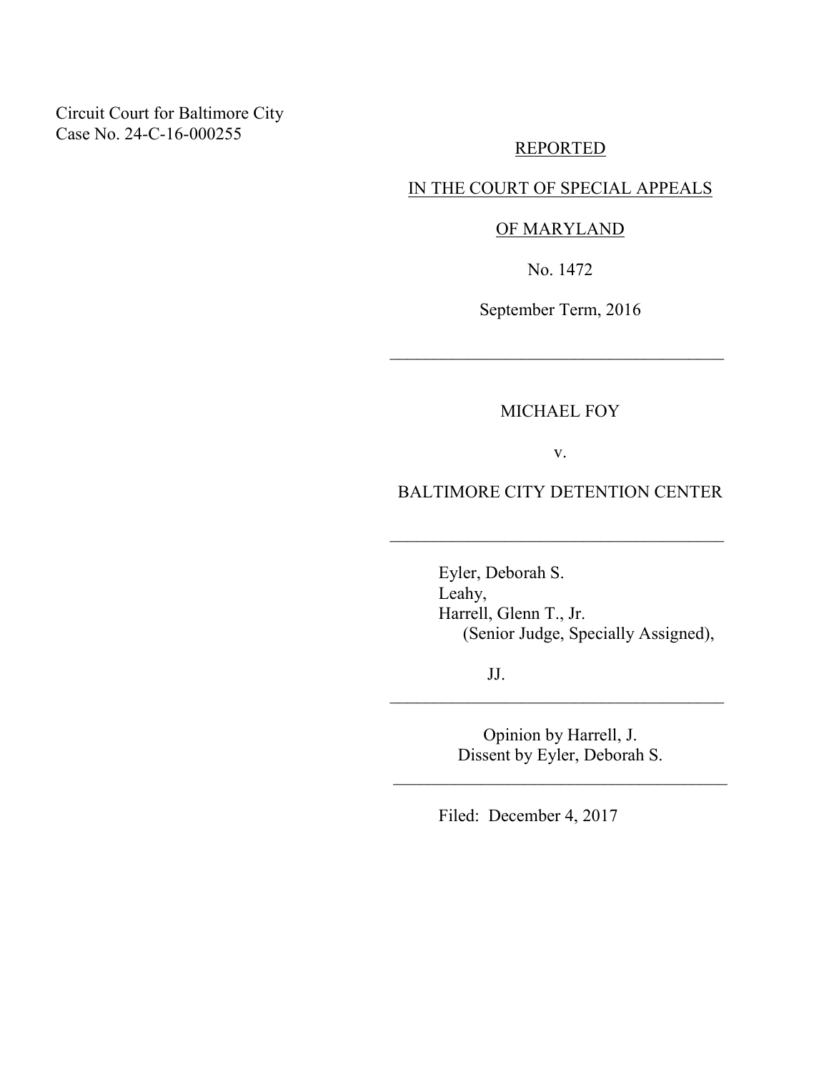Circuit Court for Baltimore City
Case No. 24-C-16-000255

REPORTED

IN THE COURT OF SPECIAL APPEALS

OF MARYLAND

No. 1472

September Term, 2016

---

MICHAEL FOY

v.

BALTIMORE CITY DETENTION CENTER

---

Eyler, Deborah S.
Leahy,
Harrell, Glenn T., Jr.
(Senior Judge, Specially Assigned),

JJ.

---

Opinion by Harrell, J.
Dissent by Eyler, Deborah S.

---

Filed: December 4, 2017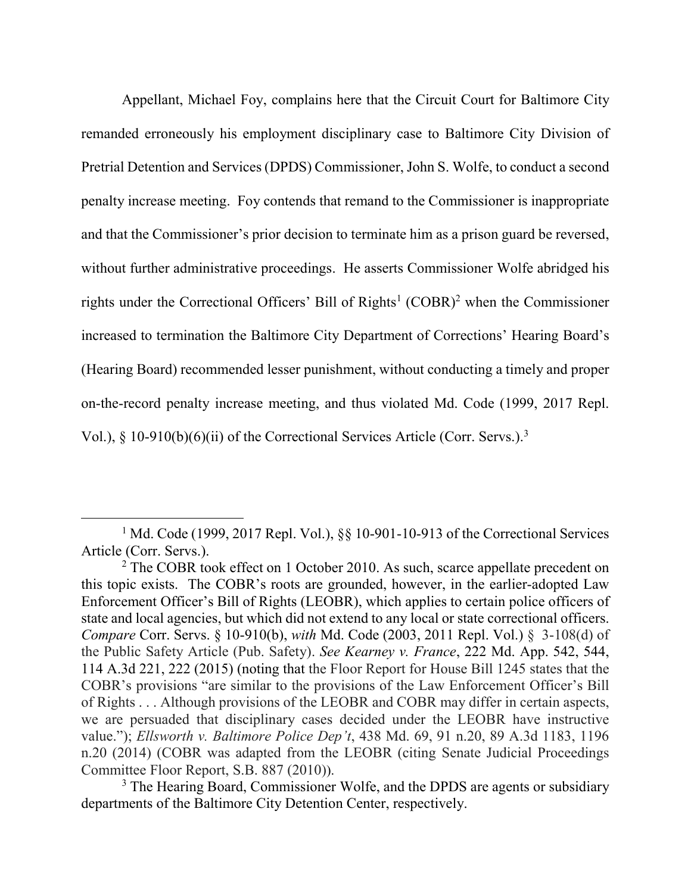Appellant, Michael Foy, complains here that the Circuit Court for Baltimore City remanded erroneously his employment disciplinary case to Baltimore City Division of Pretrial Detention and Services (DPDS) Commissioner, John S. Wolfe, to conduct a second penalty increase meeting. Foy contends that remand to the Commissioner is inappropriate and that the Commissioner's prior decision to terminate him as a prison guard be reversed, without further administrative proceedings. He asserts Commissioner Wolfe abridged his rights under the Correctional Officers' Bill of Rights[1] (COBR)[2] when the Commissioner increased to termination the Baltimore City Department of Corrections' Hearing Board's (Hearing Board) recommended lesser punishment, without conducting a timely and proper on-the-record penalty increase meeting, and thus violated Md. Code (1999, 2017 Repl. Vol.), § 10-910(b)(6)(ii) of the Correctional Services Article (Corr. Servs.).[3]

---

[1] Md. Code (1999, 2017 Repl. Vol.), §§ 10-901-10-913 of the Correctional Services Article (Corr. Servs.).

[2] The COBR took effect on 1 October 2010. As such, scarce appellate precedent on this topic exists. The COBR's roots are grounded, however, in the earlier-adopted Law Enforcement Officer's Bill of Rights (LEOBR), which applies to certain police officers of state and local agencies, but which did not extend to any local or state correctional officers. *Compare* Corr. Servs. § 10-910(b), *with* Md. Code (2003, 2011 Repl. Vol.) § 3-108(d) of the Public Safety Article (Pub. Safety). *See Kearney v. France*, 222 Md. App. 542, 544, 114 A.3d 221, 222 (2015) (noting that the Floor Report for House Bill 1245 states that the COBR's provisions "are similar to the provisions of the Law Enforcement Officer's Bill of Rights . . . Although provisions of the LEOBR and COBR may differ in certain aspects, we are persuaded that disciplinary cases decided under the LEOBR have instructive value."); *Ellsworth v. Baltimore Police Dep't*, 438 Md. 69, 91 n.20, 89 A.3d 1183, 1196 n.20 (2014) (COBR was adapted from the LEOBR (citing Senate Judicial Proceedings Committee Floor Report, S.B. 887 (2010)).

[3] The Hearing Board, Commissioner Wolfe, and the DPDS are agents or subsidiary departments of the Baltimore City Detention Center, respectively.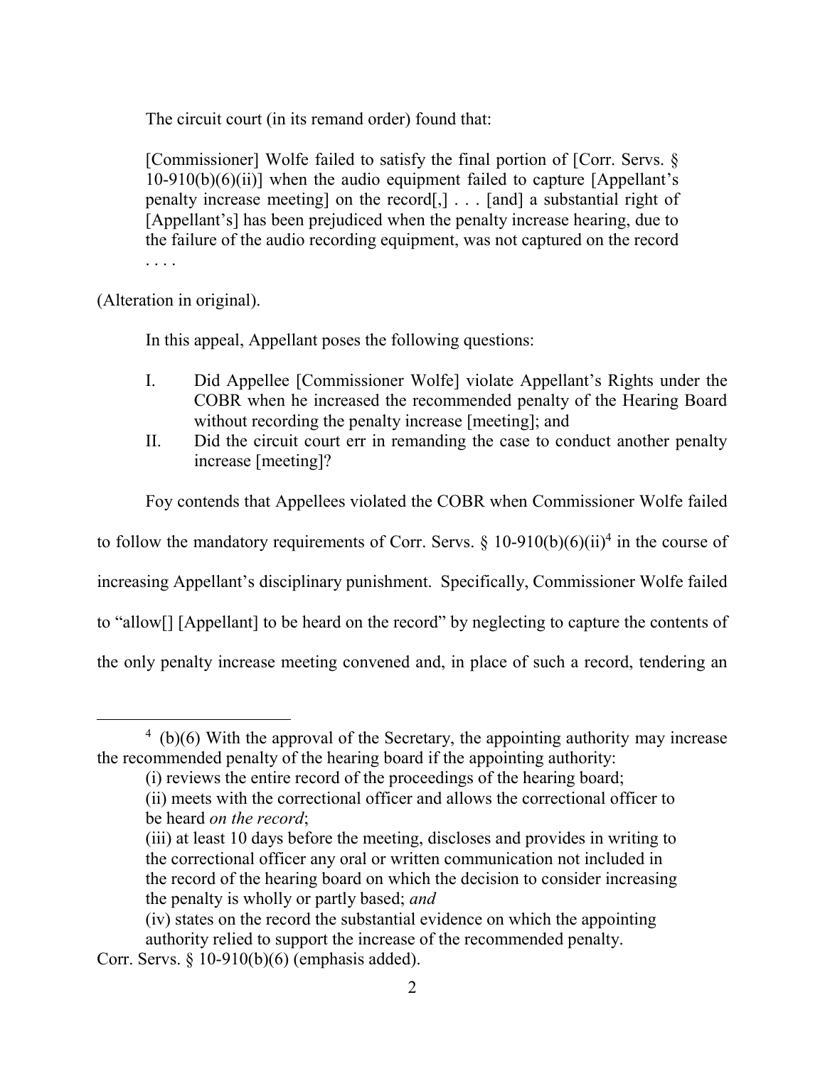The circuit court (in its remand order) found that:

> [Commissioner] Wolfe failed to satisfy the final portion of [Corr. Servs. § 10-910(b)(6)(ii)] when the audio equipment failed to capture [Appellant's penalty increase meeting] on the record[,] . . . [and] a substantial right of [Appellant's] has been prejudiced when the penalty increase hearing, due to the failure of the audio recording equipment, was not captured on the record . . . .

(Alteration in original).

In this appeal, Appellant poses the following questions:

> I. Did Appellee [Commissioner Wolfe] violate Appellant's Rights under the COBR when he increased the recommended penalty of the Hearing Board without recording the penalty increase [meeting]; and
>
> II. Did the circuit court err in remanding the case to conduct another penalty increase [meeting]?

Foy contends that Appellees violated the COBR when Commissioner Wolfe failed to follow the mandatory requirements of Corr. Servs. § 10-910(b)(6)(ii)[4] in the course of increasing Appellant's disciplinary punishment. Specifically, Commissioner Wolfe failed to "allow[] [Appellant] to be heard on the record" by neglecting to capture the contents of the only penalty increase meeting convened and, in place of such a record, tendering an

---

[4] (b)(6) With the approval of the Secretary, the appointing authority may increase the recommended penalty of the hearing board if the appointing authority:

> (i) reviews the entire record of the proceedings of the hearing board;
>
> (ii) meets with the correctional officer and allows the correctional officer to be heard *on the record*;
>
> (iii) at least 10 days before the meeting, discloses and provides in writing to the correctional officer any oral or written communication not included in the record of the hearing board on which the decision to consider increasing the penalty is wholly or partly based; *and*
>
> (iv) states on the record the substantial evidence on which the appointing authority relied to support the increase of the recommended penalty.

Corr. Servs. § 10-910(b)(6) (emphasis added).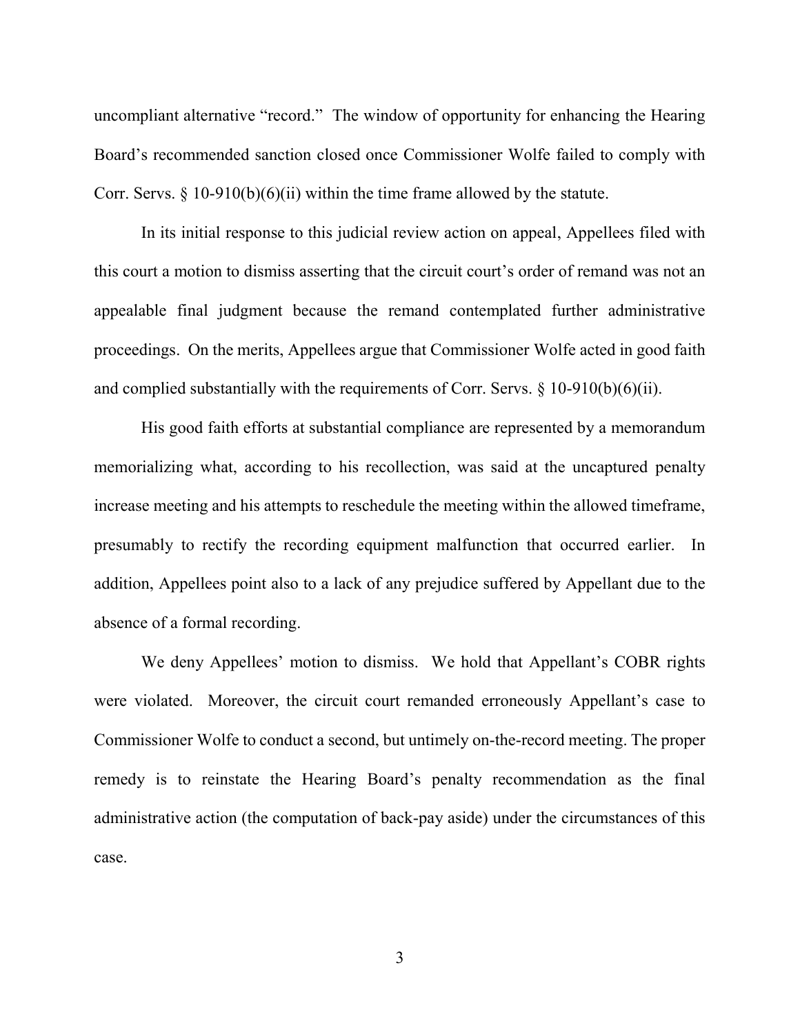uncompliant alternative "record." The window of opportunity for enhancing the Hearing Board's recommended sanction closed once Commissioner Wolfe failed to comply with Corr. Servs. § 10-910(b)(6)(ii) within the time frame allowed by the statute.

In its initial response to this judicial review action on appeal, Appellees filed with this court a motion to dismiss asserting that the circuit court's order of remand was not an appealable final judgment because the remand contemplated further administrative proceedings. On the merits, Appellees argue that Commissioner Wolfe acted in good faith and complied substantially with the requirements of Corr. Servs. § 10-910(b)(6)(ii).

His good faith efforts at substantial compliance are represented by a memorandum memorializing what, according to his recollection, was said at the uncaptured penalty increase meeting and his attempts to reschedule the meeting within the allowed timeframe, presumably to rectify the recording equipment malfunction that occurred earlier. In addition, Appellees point also to a lack of any prejudice suffered by Appellant due to the absence of a formal recording.

We deny Appellees' motion to dismiss. We hold that Appellant's COBR rights were violated. Moreover, the circuit court remanded erroneously Appellant's case to Commissioner Wolfe to conduct a second, but untimely on-the-record meeting. The proper remedy is to reinstate the Hearing Board's penalty recommendation as the final administrative action (the computation of back-pay aside) under the circumstances of this case.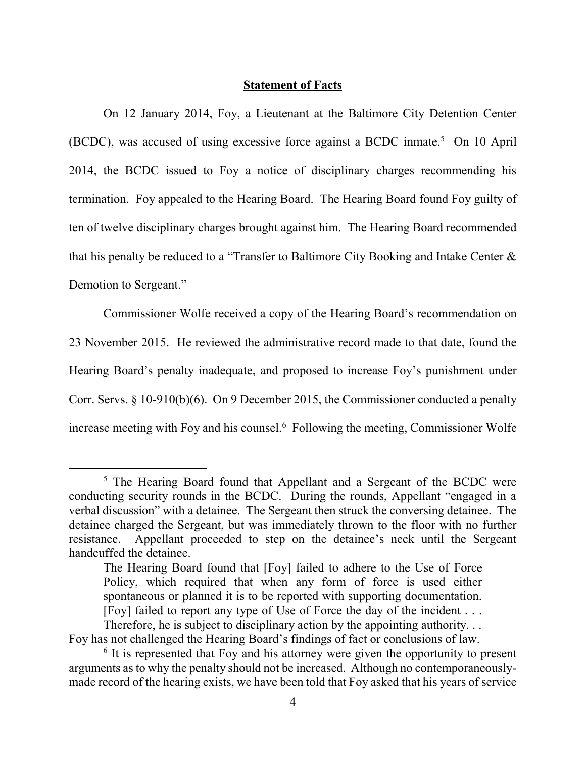## Statement of Facts

On 12 January 2014, Foy, a Lieutenant at the Baltimore City Detention Center (BCDC), was accused of using excessive force against a BCDC inmate.[5] On 10 April 2014, the BCDC issued to Foy a notice of disciplinary charges recommending his termination. Foy appealed to the Hearing Board. The Hearing Board found Foy guilty of ten of twelve disciplinary charges brought against him. The Hearing Board recommended that his penalty be reduced to a "Transfer to Baltimore City Booking and Intake Center & Demotion to Sergeant."

Commissioner Wolfe received a copy of the Hearing Board's recommendation on 23 November 2015. He reviewed the administrative record made to that date, found the Hearing Board's penalty inadequate, and proposed to increase Foy's punishment under Corr. Servs. § 10-910(b)(6). On 9 December 2015, the Commissioner conducted a penalty increase meeting with Foy and his counsel.[6] Following the meeting, Commissioner Wolfe

---

[5] The Hearing Board found that Appellant and a Sergeant of the BCDC were conducting security rounds in the BCDC. During the rounds, Appellant "engaged in a verbal discussion" with a detainee. The Sergeant then struck the conversing detainee. The detainee charged the Sergeant, but was immediately thrown to the floor with no further resistance. Appellant proceeded to step on the detainee's neck until the Sergeant handcuffed the detainee.

> The Hearing Board found that [Foy] failed to adhere to the Use of Force Policy, which required that when any form of force is used either spontaneous or planned it is to be reported with supporting documentation. [Foy] failed to report any type of Use of Force the day of the incident . . . Therefore, he is subject to disciplinary action by the appointing authority. . .

Foy has not challenged the Hearing Board's findings of fact or conclusions of law.

[6] It is represented that Foy and his attorney were given the opportunity to present arguments as to why the penalty should not be increased. Although no contemporaneously-made record of the hearing exists, we have been told that Foy asked that his years of service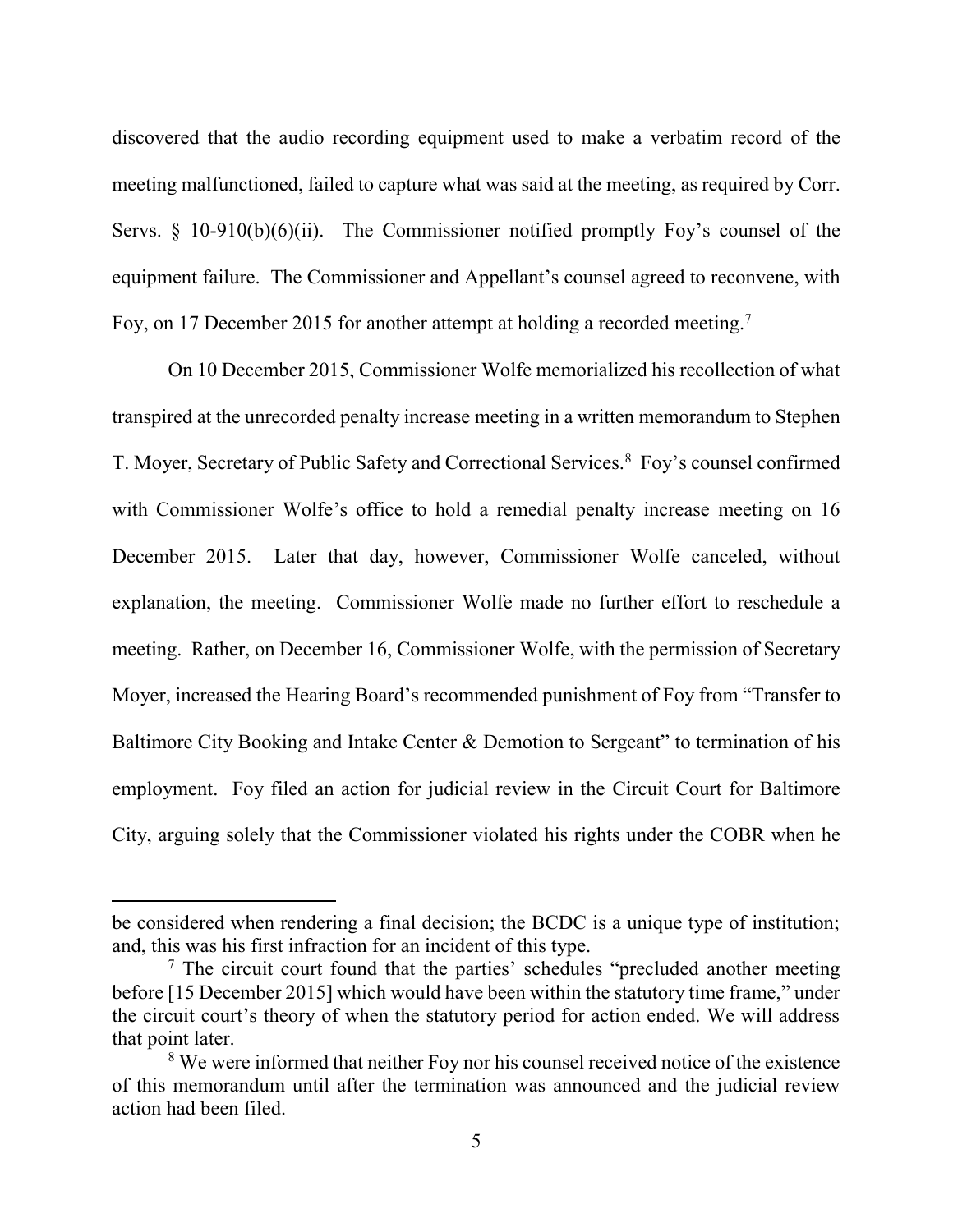discovered that the audio recording equipment used to make a verbatim record of the meeting malfunctioned, failed to capture what was said at the meeting, as required by Corr. Servs. § 10-910(b)(6)(ii). The Commissioner notified promptly Foy's counsel of the equipment failure. The Commissioner and Appellant's counsel agreed to reconvene, with Foy, on 17 December 2015 for another attempt at holding a recorded meeting.[7]

On 10 December 2015, Commissioner Wolfe memorialized his recollection of what transpired at the unrecorded penalty increase meeting in a written memorandum to Stephen T. Moyer, Secretary of Public Safety and Correctional Services.[8] Foy's counsel confirmed with Commissioner Wolfe's office to hold a remedial penalty increase meeting on 16 December 2015. Later that day, however, Commissioner Wolfe canceled, without explanation, the meeting. Commissioner Wolfe made no further effort to reschedule a meeting. Rather, on December 16, Commissioner Wolfe, with the permission of Secretary Moyer, increased the Hearing Board's recommended punishment of Foy from "Transfer to Baltimore City Booking and Intake Center & Demotion to Sergeant" to termination of his employment. Foy filed an action for judicial review in the Circuit Court for Baltimore City, arguing solely that the Commissioner violated his rights under the COBR when he

---

be considered when rendering a final decision; the BCDC is a unique type of institution; and, this was his first infraction for an incident of this type.

[7] The circuit court found that the parties' schedules "precluded another meeting before [15 December 2015] which would have been within the statutory time frame," under the circuit court's theory of when the statutory period for action ended. We will address that point later.

[8] We were informed that neither Foy nor his counsel received notice of the existence of this memorandum until after the termination was announced and the judicial review action had been filed.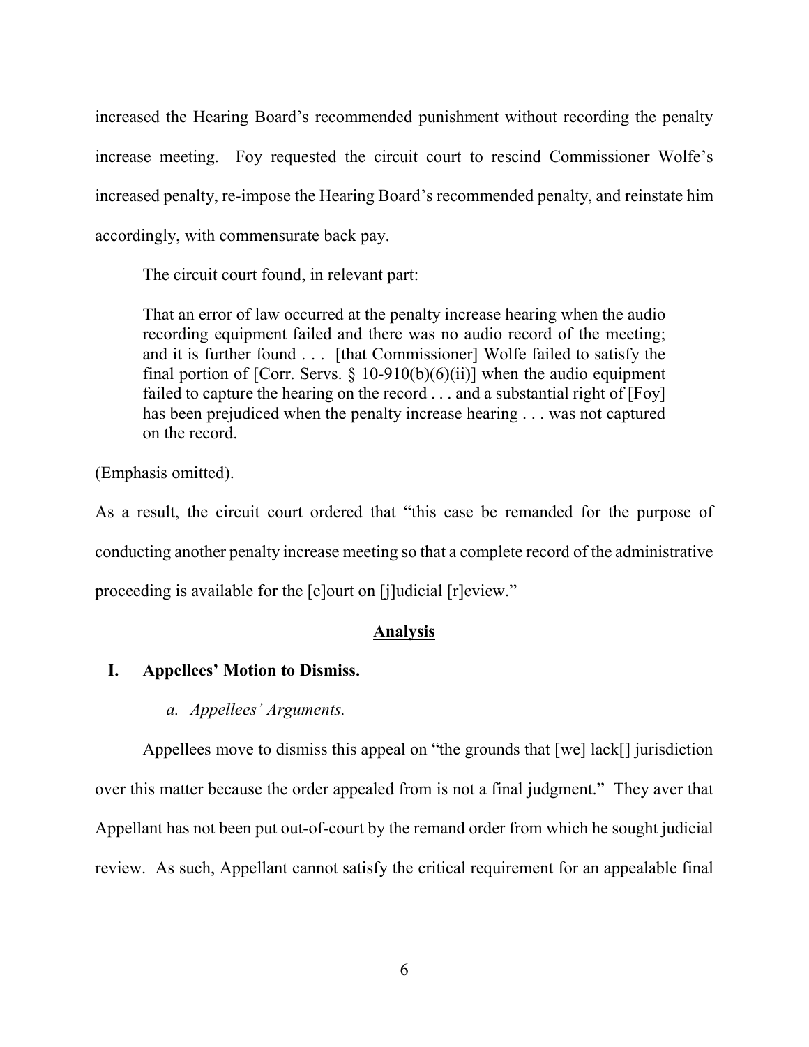increased the Hearing Board's recommended punishment without recording the penalty increase meeting. Foy requested the circuit court to rescind Commissioner Wolfe's increased penalty, re-impose the Hearing Board's recommended penalty, and reinstate him accordingly, with commensurate back pay.

The circuit court found, in relevant part:

> That an error of law occurred at the penalty increase hearing when the audio recording equipment failed and there was no audio record of the meeting; and it is further found . . . [that Commissioner] Wolfe failed to satisfy the final portion of [Corr. Servs. § 10-910(b)(6)(ii)] when the audio equipment failed to capture the hearing on the record . . . and a substantial right of [Foy] has been prejudiced when the penalty increase hearing . . . was not captured on the record.

(Emphasis omitted).

As a result, the circuit court ordered that "this case be remanded for the purpose of conducting another penalty increase meeting so that a complete record of the administrative proceeding is available for the [c]ourt on [j]udicial [r]eview."

## Analysis

### I. Appellees' Motion to Dismiss.

#### *a. Appellees' Arguments.*

Appellees move to dismiss this appeal on "the grounds that [we] lack[] jurisdiction over this matter because the order appealed from is not a final judgment." They aver that Appellant has not been put out-of-court by the remand order from which he sought judicial review. As such, Appellant cannot satisfy the critical requirement for an appealable final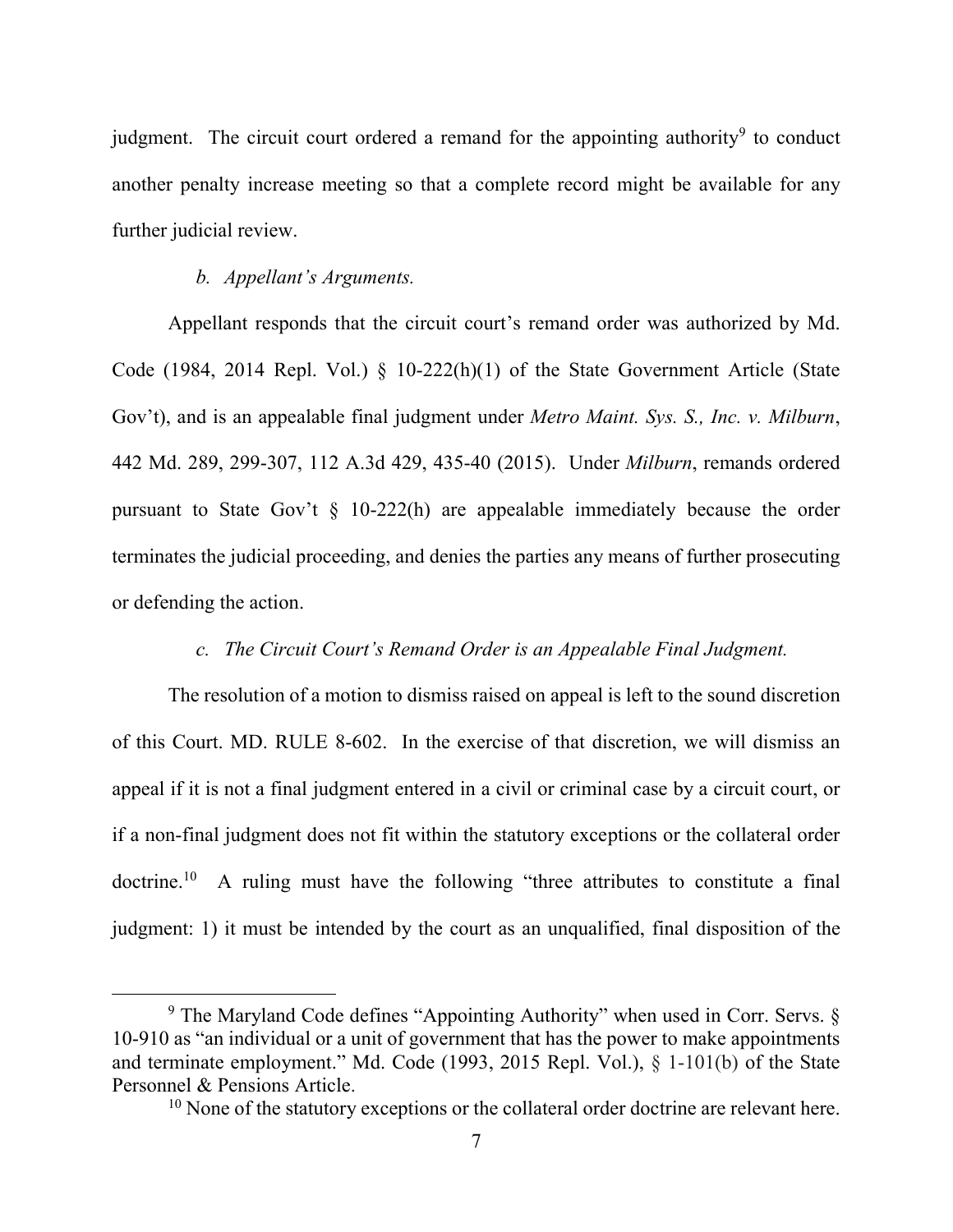judgment. The circuit court ordered a remand for the appointing authority[9] to conduct another penalty increase meeting so that a complete record might be available for any further judicial review.

*b. Appellant's Arguments.*

Appellant responds that the circuit court's remand order was authorized by Md. Code (1984, 2014 Repl. Vol.) § 10-222(h)(1) of the State Government Article (State Gov't), and is an appealable final judgment under *Metro Maint. Sys. S., Inc. v. Milburn*, 442 Md. 289, 299-307, 112 A.3d 429, 435-40 (2015). Under *Milburn*, remands ordered pursuant to State Gov't § 10-222(h) are appealable immediately because the order terminates the judicial proceeding, and denies the parties any means of further prosecuting or defending the action.

*c. The Circuit Court's Remand Order is an Appealable Final Judgment.*

The resolution of a motion to dismiss raised on appeal is left to the sound discretion of this Court. MD. RULE 8-602. In the exercise of that discretion, we will dismiss an appeal if it is not a final judgment entered in a civil or criminal case by a circuit court, or if a non-final judgment does not fit within the statutory exceptions or the collateral order doctrine.[10] A ruling must have the following "three attributes to constitute a final judgment: 1) it must be intended by the court as an unqualified, final disposition of the

---

[9] The Maryland Code defines "Appointing Authority" when used in Corr. Servs. § 10-910 as "an individual or a unit of government that has the power to make appointments and terminate employment." Md. Code (1993, 2015 Repl. Vol.), § 1-101(b) of the State Personnel & Pensions Article.

[10] None of the statutory exceptions or the collateral order doctrine are relevant here.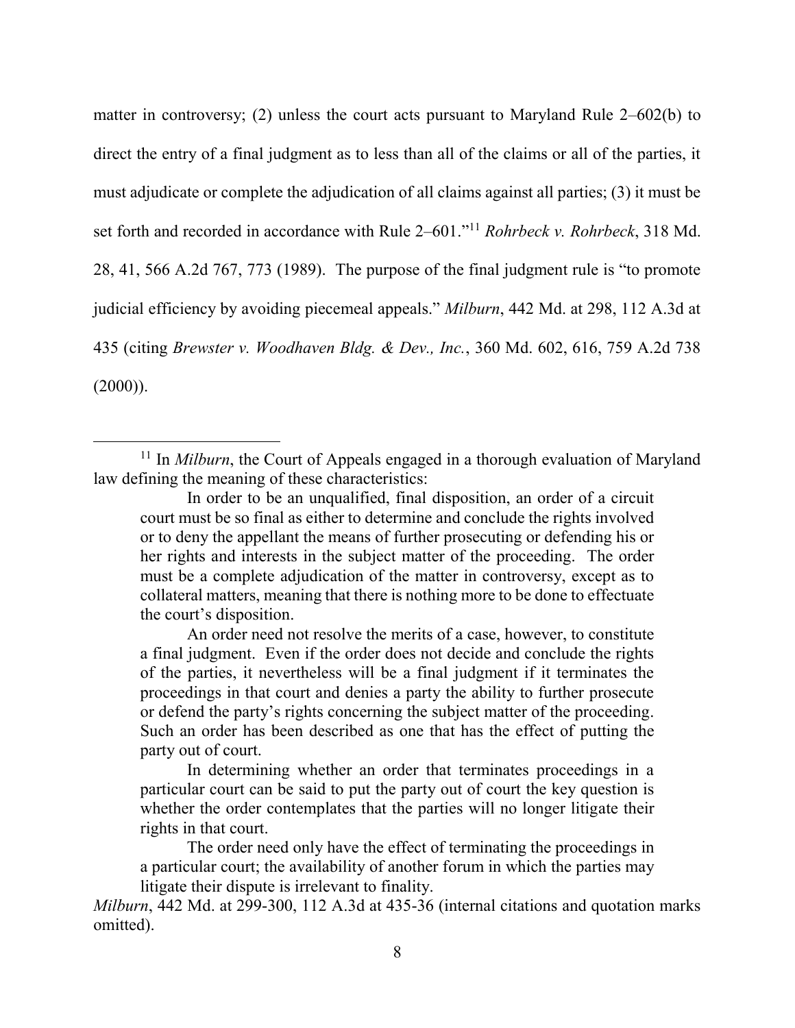matter in controversy; (2) unless the court acts pursuant to Maryland Rule 2–602(b) to direct the entry of a final judgment as to less than all of the claims or all of the parties, it must adjudicate or complete the adjudication of all claims against all parties; (3) it must be set forth and recorded in accordance with Rule 2–601."[11] *Rohrbeck v. Rohrbeck*, 318 Md. 28, 41, 566 A.2d 767, 773 (1989). The purpose of the final judgment rule is "to promote judicial efficiency by avoiding piecemeal appeals." *Milburn*, 442 Md. at 298, 112 A.3d at 435 (citing *Brewster v. Woodhaven Bldg. & Dev., Inc.*, 360 Md. 602, 616, 759 A.2d 738 (2000)).

---

[11] In *Milburn*, the Court of Appeals engaged in a thorough evaluation of Maryland law defining the meaning of these characteristics:

> In order to be an unqualified, final disposition, an order of a circuit court must be so final as either to determine and conclude the rights involved or to deny the appellant the means of further prosecuting or defending his or her rights and interests in the subject matter of the proceeding. The order must be a complete adjudication of the matter in controversy, except as to collateral matters, meaning that there is nothing more to be done to effectuate the court's disposition.
>
> An order need not resolve the merits of a case, however, to constitute a final judgment. Even if the order does not decide and conclude the rights of the parties, it nevertheless will be a final judgment if it terminates the proceedings in that court and denies a party the ability to further prosecute or defend the party's rights concerning the subject matter of the proceeding. Such an order has been described as one that has the effect of putting the party out of court.
>
> In determining whether an order that terminates proceedings in a particular court can be said to put the party out of court the key question is whether the order contemplates that the parties will no longer litigate their rights in that court.
>
> The order need only have the effect of terminating the proceedings in a particular court; the availability of another forum in which the parties may litigate their dispute is irrelevant to finality.

*Milburn*, 442 Md. at 299-300, 112 A.3d at 435-36 (internal citations and quotation marks omitted).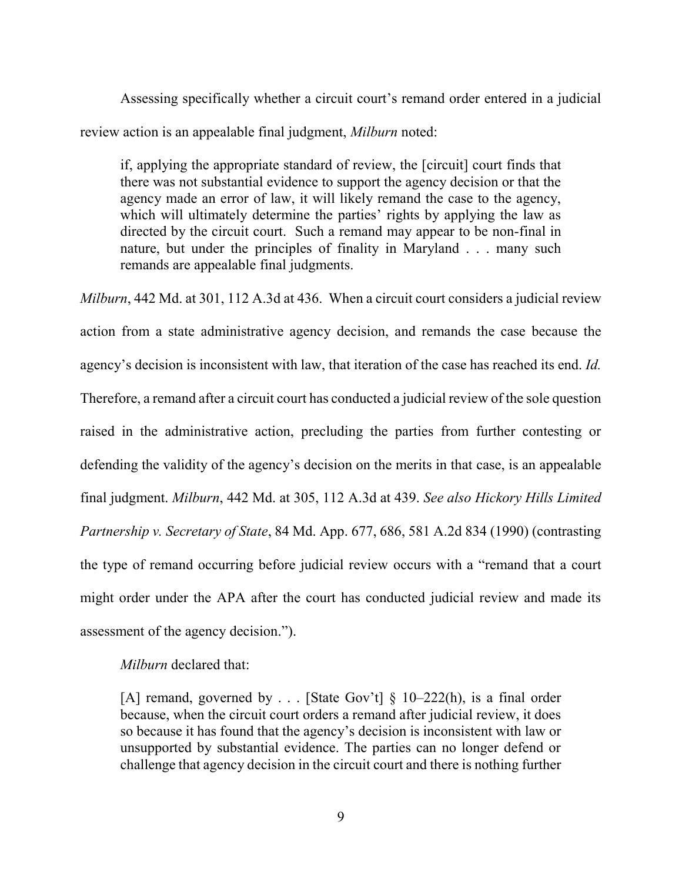Assessing specifically whether a circuit court's remand order entered in a judicial review action is an appealable final judgment, *Milburn* noted:

> if, applying the appropriate standard of review, the [circuit] court finds that there was not substantial evidence to support the agency decision or that the agency made an error of law, it will likely remand the case to the agency, which will ultimately determine the parties' rights by applying the law as directed by the circuit court. Such a remand may appear to be non-final in nature, but under the principles of finality in Maryland . . . many such remands are appealable final judgments.

*Milburn*, 442 Md. at 301, 112 A.3d at 436. When a circuit court considers a judicial review action from a state administrative agency decision, and remands the case because the agency's decision is inconsistent with law, that iteration of the case has reached its end. *Id.* Therefore, a remand after a circuit court has conducted a judicial review of the sole question raised in the administrative action, precluding the parties from further contesting or defending the validity of the agency's decision on the merits in that case, is an appealable final judgment. *Milburn*, 442 Md. at 305, 112 A.3d at 439. *See also Hickory Hills Limited Partnership v. Secretary of State*, 84 Md. App. 677, 686, 581 A.2d 834 (1990) (contrasting the type of remand occurring before judicial review occurs with a "remand that a court might order under the APA after the court has conducted judicial review and made its assessment of the agency decision.").

*Milburn* declared that:

> [A] remand, governed by . . . [State Gov't] § 10–222(h), is a final order because, when the circuit court orders a remand after judicial review, it does so because it has found that the agency's decision is inconsistent with law or unsupported by substantial evidence. The parties can no longer defend or challenge that agency decision in the circuit court and there is nothing further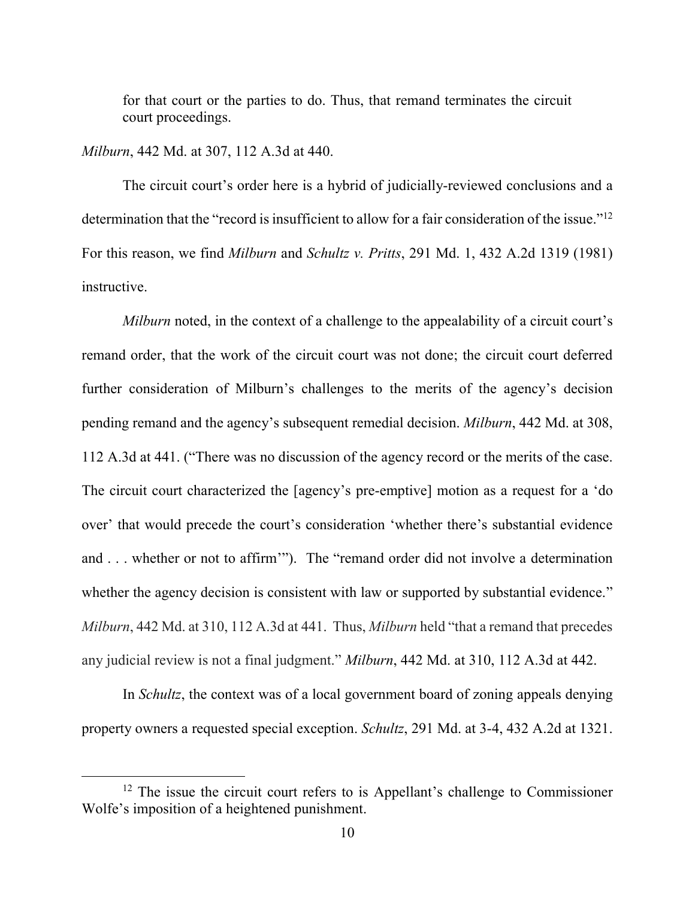> for that court or the parties to do. Thus, that remand terminates the circuit court proceedings.

*Milburn*, 442 Md. at 307, 112 A.3d at 440.

The circuit court's order here is a hybrid of judicially-reviewed conclusions and a determination that the "record is insufficient to allow for a fair consideration of the issue."[12] For this reason, we find *Milburn* and *Schultz v. Pritts*, 291 Md. 1, 432 A.2d 1319 (1981) instructive.

*Milburn* noted, in the context of a challenge to the appealability of a circuit court's remand order, that the work of the circuit court was not done; the circuit court deferred further consideration of Milburn's challenges to the merits of the agency's decision pending remand and the agency's subsequent remedial decision. *Milburn*, 442 Md. at 308, 112 A.3d at 441. ("There was no discussion of the agency record or the merits of the case. The circuit court characterized the [agency's pre-emptive] motion as a request for a 'do over' that would precede the court's consideration 'whether there's substantial evidence and . . . whether or not to affirm'"). The "remand order did not involve a determination whether the agency decision is consistent with law or supported by substantial evidence." *Milburn*, 442 Md. at 310, 112 A.3d at 441. Thus, *Milburn* held "that a remand that precedes any judicial review is not a final judgment." *Milburn*, 442 Md. at 310, 112 A.3d at 442.

In *Schultz*, the context was of a local government board of zoning appeals denying property owners a requested special exception. *Schultz*, 291 Md. at 3-4, 432 A.2d at 1321.

---

[12] The issue the circuit court refers to is Appellant's challenge to Commissioner Wolfe's imposition of a heightened punishment.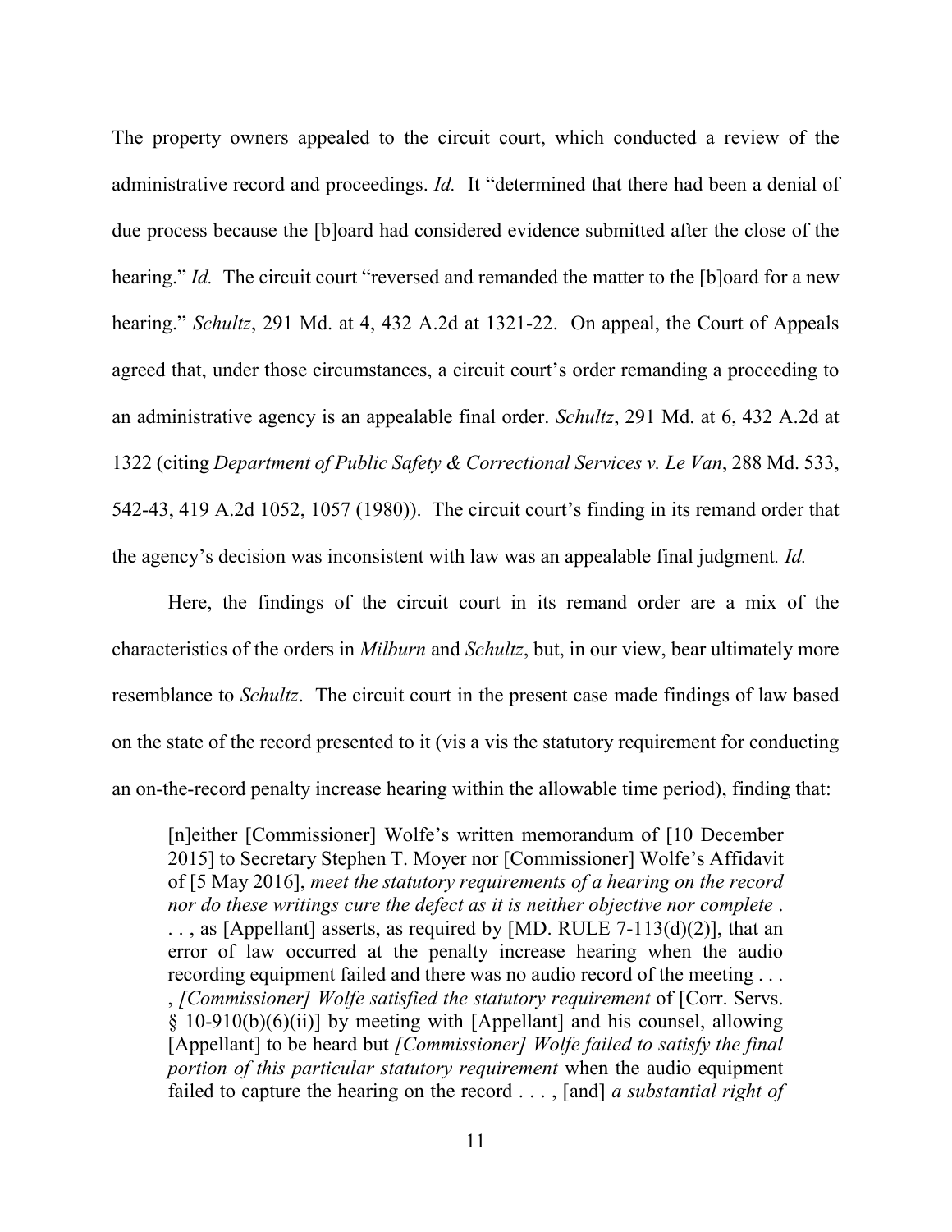The property owners appealed to the circuit court, which conducted a review of the administrative record and proceedings. *Id.* It "determined that there had been a denial of due process because the [b]oard had considered evidence submitted after the close of the hearing." *Id.* The circuit court "reversed and remanded the matter to the [b]oard for a new hearing." *Schultz*, 291 Md. at 4, 432 A.2d at 1321-22. On appeal, the Court of Appeals agreed that, under those circumstances, a circuit court's order remanding a proceeding to an administrative agency is an appealable final order. *Schultz*, 291 Md. at 6, 432 A.2d at 1322 (citing *Department of Public Safety & Correctional Services v. Le Van*, 288 Md. 533, 542-43, 419 A.2d 1052, 1057 (1980)). The circuit court's finding in its remand order that the agency's decision was inconsistent with law was an appealable final judgment*.* *Id.*

Here, the findings of the circuit court in its remand order are a mix of the characteristics of the orders in *Milburn* and *Schultz*, but, in our view, bear ultimately more resemblance to *Schultz*. The circuit court in the present case made findings of law based on the state of the record presented to it (vis a vis the statutory requirement for conducting an on-the-record penalty increase hearing within the allowable time period), finding that:

> [n]either [Commissioner] Wolfe's written memorandum of [10 December 2015] to Secretary Stephen T. Moyer nor [Commissioner] Wolfe's Affidavit of [5 May 2016], *meet the statutory requirements of a hearing on the record nor do these writings cure the defect as it is neither objective nor complete* . . . , as [Appellant] asserts, as required by [MD. RULE 7-113(d)(2)], that an error of law occurred at the penalty increase hearing when the audio recording equipment failed and there was no audio record of the meeting . . . , *[Commissioner] Wolfe satisfied the statutory requirement* of [Corr. Servs. § 10-910(b)(6)(ii)] by meeting with [Appellant] and his counsel, allowing [Appellant] to be heard but *[Commissioner] Wolfe failed to satisfy the final portion of this particular statutory requirement* when the audio equipment failed to capture the hearing on the record . . . , [and] *a substantial right of*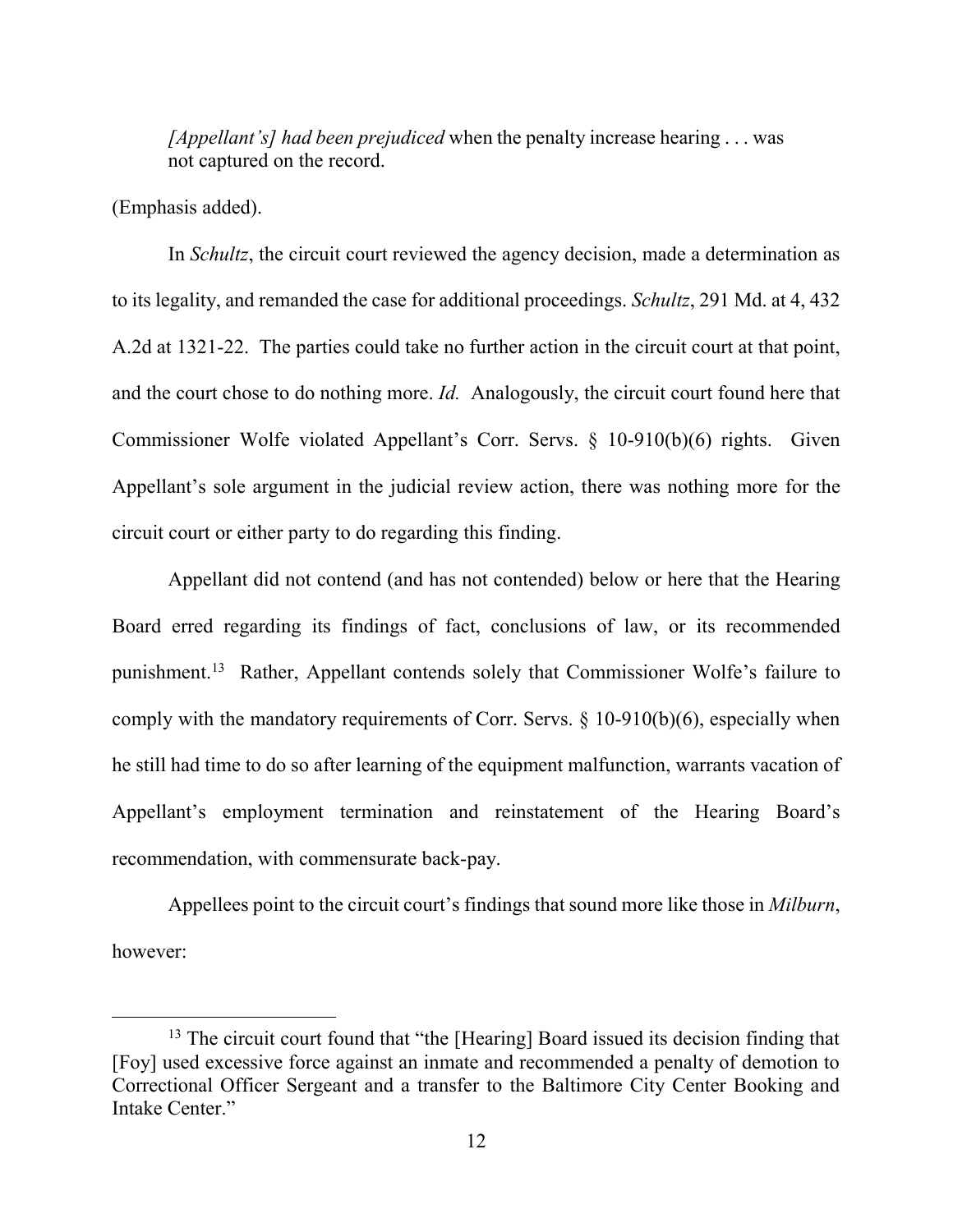> *[Appellant's] had been prejudiced* when the penalty increase hearing . . . was not captured on the record.

(Emphasis added).

In *Schultz*, the circuit court reviewed the agency decision, made a determination as to its legality, and remanded the case for additional proceedings. *Schultz*, 291 Md. at 4, 432 A.2d at 1321-22. The parties could take no further action in the circuit court at that point, and the court chose to do nothing more. *Id.* Analogously, the circuit court found here that Commissioner Wolfe violated Appellant's Corr. Servs. § 10-910(b)(6) rights. Given Appellant's sole argument in the judicial review action, there was nothing more for the circuit court or either party to do regarding this finding.

Appellant did not contend (and has not contended) below or here that the Hearing Board erred regarding its findings of fact, conclusions of law, or its recommended punishment.[13] Rather, Appellant contends solely that Commissioner Wolfe's failure to comply with the mandatory requirements of Corr. Servs. § 10-910(b)(6), especially when he still had time to do so after learning of the equipment malfunction, warrants vacation of Appellant's employment termination and reinstatement of the Hearing Board's recommendation, with commensurate back-pay.

Appellees point to the circuit court's findings that sound more like those in *Milburn*, however:

---

[13] The circuit court found that "the [Hearing] Board issued its decision finding that [Foy] used excessive force against an inmate and recommended a penalty of demotion to Correctional Officer Sergeant and a transfer to the Baltimore City Center Booking and Intake Center."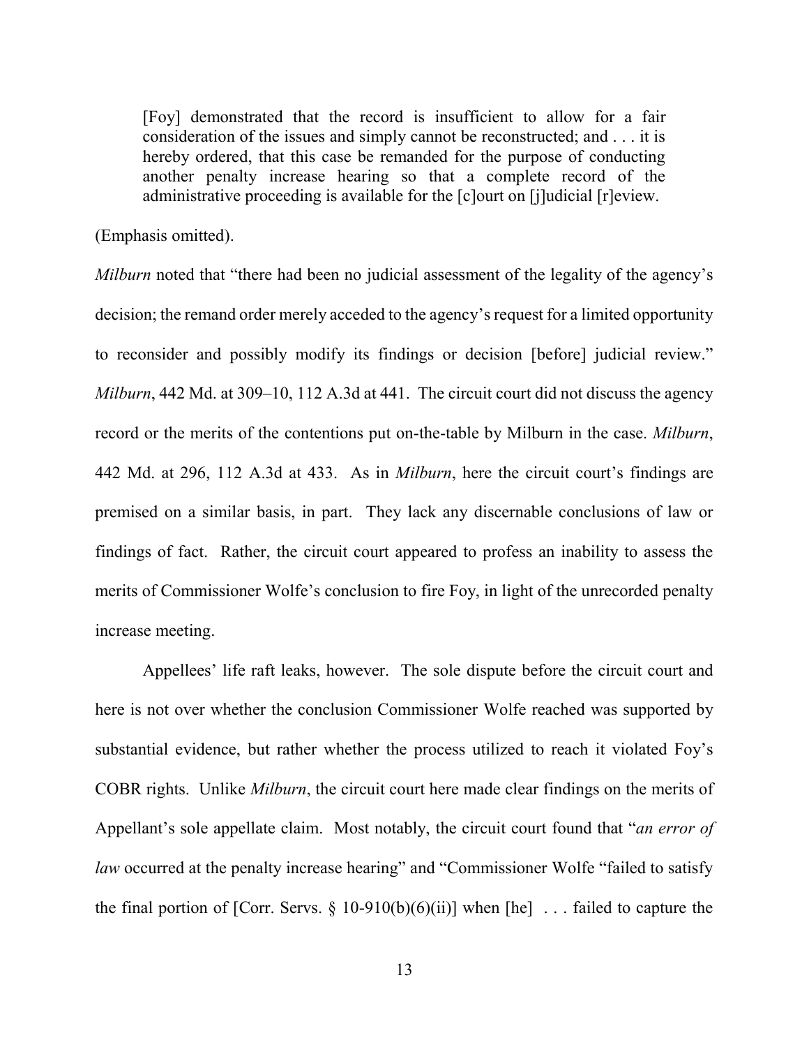> [Foy] demonstrated that the record is insufficient to allow for a fair consideration of the issues and simply cannot be reconstructed; and . . . it is hereby ordered, that this case be remanded for the purpose of conducting another penalty increase hearing so that a complete record of the administrative proceeding is available for the [c]ourt on [j]udicial [r]eview.

(Emphasis omitted).

*Milburn* noted that "there had been no judicial assessment of the legality of the agency's decision; the remand order merely acceded to the agency's request for a limited opportunity to reconsider and possibly modify its findings or decision [before] judicial review." *Milburn*, 442 Md. at 309–10, 112 A.3d at 441. The circuit court did not discuss the agency record or the merits of the contentions put on-the-table by Milburn in the case. *Milburn*, 442 Md. at 296, 112 A.3d at 433. As in *Milburn*, here the circuit court's findings are premised on a similar basis, in part. They lack any discernable conclusions of law or findings of fact. Rather, the circuit court appeared to profess an inability to assess the merits of Commissioner Wolfe's conclusion to fire Foy, in light of the unrecorded penalty increase meeting.

Appellees' life raft leaks, however. The sole dispute before the circuit court and here is not over whether the conclusion Commissioner Wolfe reached was supported by substantial evidence, but rather whether the process utilized to reach it violated Foy's COBR rights. Unlike *Milburn*, the circuit court here made clear findings on the merits of Appellant's sole appellate claim. Most notably, the circuit court found that "*an error of law* occurred at the penalty increase hearing" and "Commissioner Wolfe "failed to satisfy the final portion of [Corr. Servs. § 10-910(b)(6)(ii)] when [he] . . . failed to capture the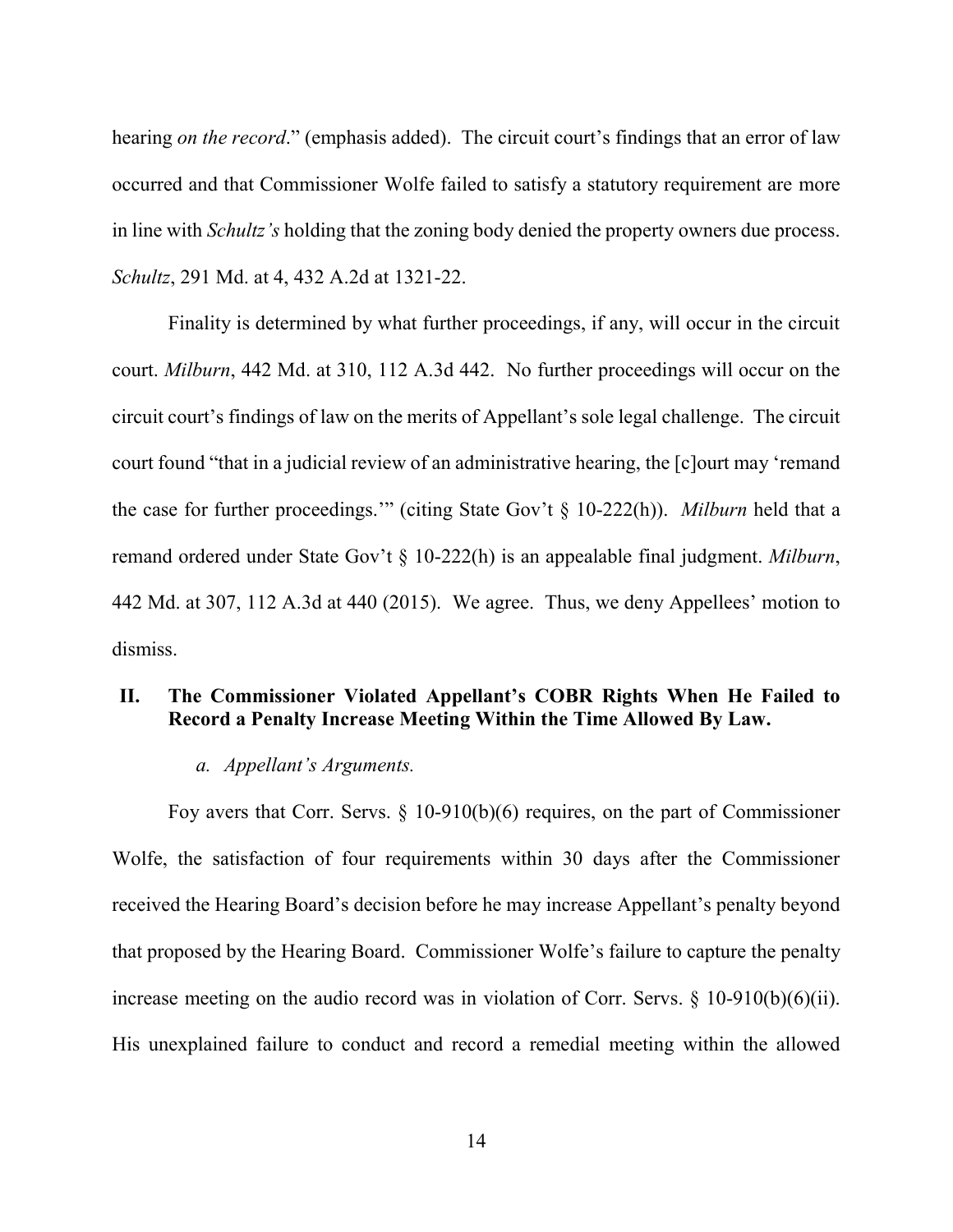hearing *on the record*." (emphasis added). The circuit court's findings that an error of law occurred and that Commissioner Wolfe failed to satisfy a statutory requirement are more in line with *Schultz's* holding that the zoning body denied the property owners due process. *Schultz*, 291 Md. at 4, 432 A.2d at 1321-22.

Finality is determined by what further proceedings, if any, will occur in the circuit court. *Milburn*, 442 Md. at 310, 112 A.3d 442. No further proceedings will occur on the circuit court's findings of law on the merits of Appellant's sole legal challenge. The circuit court found "that in a judicial review of an administrative hearing, the [c]ourt may 'remand the case for further proceedings.'" (citing State Gov't § 10-222(h)). *Milburn* held that a remand ordered under State Gov't § 10-222(h) is an appealable final judgment. *Milburn*, 442 Md. at 307, 112 A.3d at 440 (2015). We agree. Thus, we deny Appellees' motion to dismiss.

## II. The Commissioner Violated Appellant's COBR Rights When He Failed to Record a Penalty Increase Meeting Within the Time Allowed By Law.

### *a. Appellant's Arguments.*

Foy avers that Corr. Servs. § 10-910(b)(6) requires, on the part of Commissioner Wolfe, the satisfaction of four requirements within 30 days after the Commissioner received the Hearing Board's decision before he may increase Appellant's penalty beyond that proposed by the Hearing Board. Commissioner Wolfe's failure to capture the penalty increase meeting on the audio record was in violation of Corr. Servs. § 10-910(b)(6)(ii). His unexplained failure to conduct and record a remedial meeting within the allowed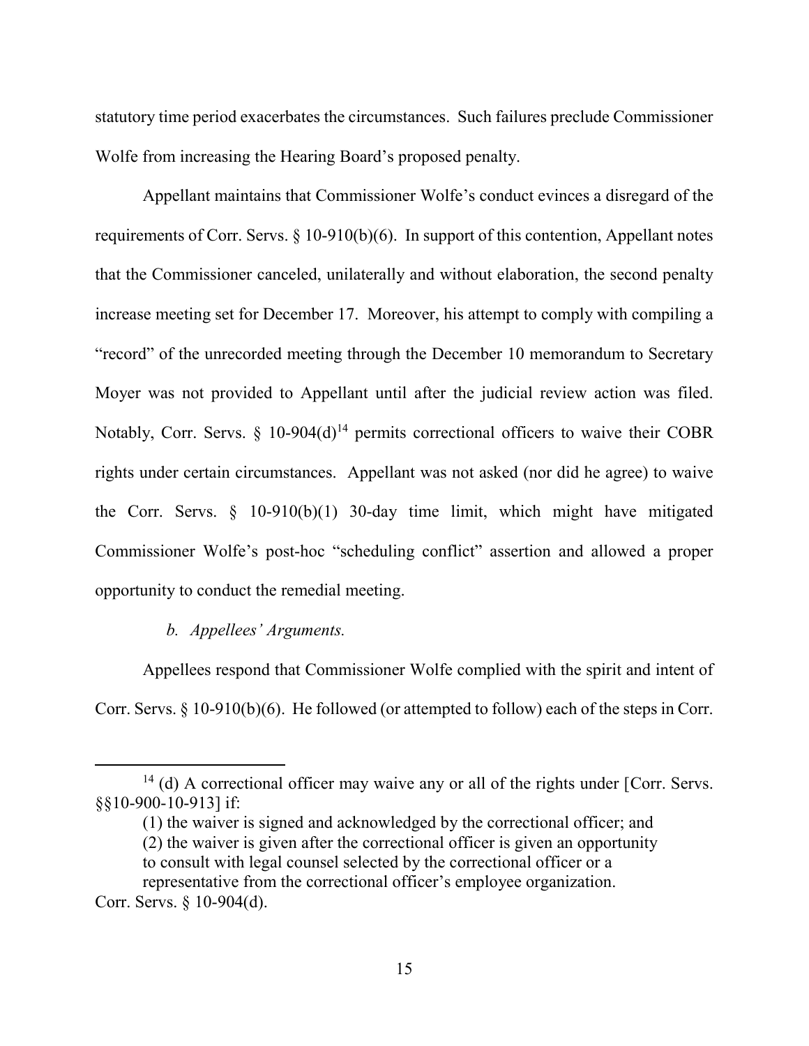statutory time period exacerbates the circumstances. Such failures preclude Commissioner Wolfe from increasing the Hearing Board's proposed penalty.

Appellant maintains that Commissioner Wolfe's conduct evinces a disregard of the requirements of Corr. Servs. § 10-910(b)(6). In support of this contention, Appellant notes that the Commissioner canceled, unilaterally and without elaboration, the second penalty increase meeting set for December 17. Moreover, his attempt to comply with compiling a "record" of the unrecorded meeting through the December 10 memorandum to Secretary Moyer was not provided to Appellant until after the judicial review action was filed. Notably, Corr. Servs. § 10-904(d)[14] permits correctional officers to waive their COBR rights under certain circumstances. Appellant was not asked (nor did he agree) to waive the Corr. Servs. § 10-910(b)(1) 30-day time limit, which might have mitigated Commissioner Wolfe's post-hoc "scheduling conflict" assertion and allowed a proper opportunity to conduct the remedial meeting.

*b. Appellees' Arguments.*

Appellees respond that Commissioner Wolfe complied with the spirit and intent of Corr. Servs. § 10-910(b)(6). He followed (or attempted to follow) each of the steps in Corr.

---

[14] (d) A correctional officer may waive any or all of the rights under [Corr. Servs. §§10-900-10-913] if:

(1) the waiver is signed and acknowledged by the correctional officer; and
(2) the waiver is given after the correctional officer is given an opportunity to consult with legal counsel selected by the correctional officer or a representative from the correctional officer's employee organization.

Corr. Servs. § 10-904(d).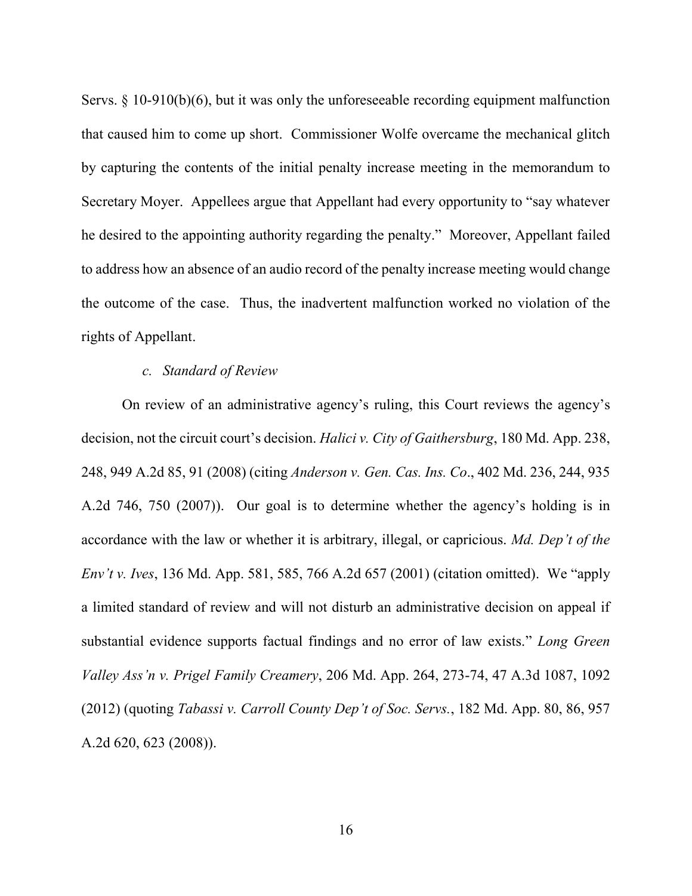Servs. § 10-910(b)(6), but it was only the unforeseeable recording equipment malfunction that caused him to come up short. Commissioner Wolfe overcame the mechanical glitch by capturing the contents of the initial penalty increase meeting in the memorandum to Secretary Moyer. Appellees argue that Appellant had every opportunity to "say whatever he desired to the appointing authority regarding the penalty." Moreover, Appellant failed to address how an absence of an audio record of the penalty increase meeting would change the outcome of the case. Thus, the inadvertent malfunction worked no violation of the rights of Appellant.

*c. Standard of Review*

On review of an administrative agency's ruling, this Court reviews the agency's decision, not the circuit court's decision. *Halici v. City of Gaithersburg*, 180 Md. App. 238, 248, 949 A.2d 85, 91 (2008) (citing *Anderson v. Gen. Cas. Ins. Co*., 402 Md. 236, 244, 935 A.2d 746, 750 (2007)). Our goal is to determine whether the agency's holding is in accordance with the law or whether it is arbitrary, illegal, or capricious. *Md. Dep't of the Env't v. Ives*, 136 Md. App. 581, 585, 766 A.2d 657 (2001) (citation omitted). We "apply a limited standard of review and will not disturb an administrative decision on appeal if substantial evidence supports factual findings and no error of law exists." *Long Green Valley Ass'n v. Prigel Family Creamery*, 206 Md. App. 264, 273-74, 47 A.3d 1087, 1092 (2012) (quoting *Tabassi v. Carroll County Dep't of Soc. Servs.*, 182 Md. App. 80, 86, 957 A.2d 620, 623 (2008)).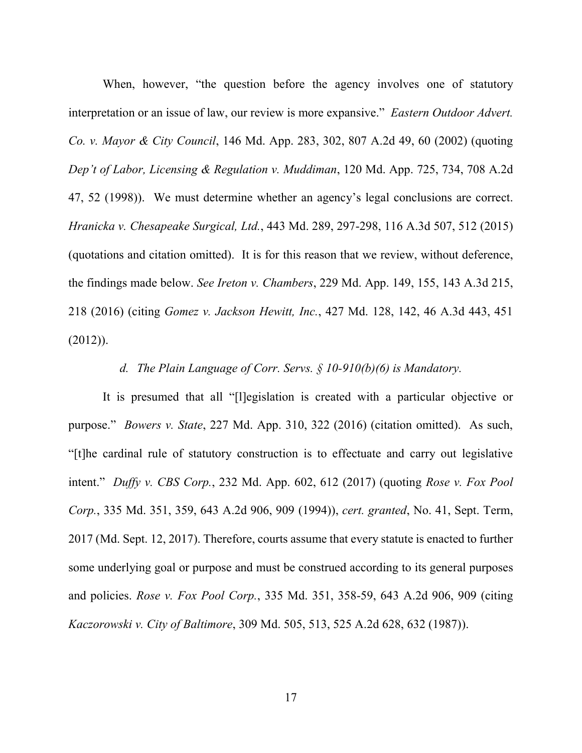When, however, "the question before the agency involves one of statutory interpretation or an issue of law, our review is more expansive." *Eastern Outdoor Advert. Co. v. Mayor & City Council*, 146 Md. App. 283, 302, 807 A.2d 49, 60 (2002) (quoting *Dep't of Labor, Licensing & Regulation v. Muddiman*, 120 Md. App. 725, 734, 708 A.2d 47, 52 (1998)). We must determine whether an agency's legal conclusions are correct. *Hranicka v. Chesapeake Surgical, Ltd.*, 443 Md. 289, 297-298, 116 A.3d 507, 512 (2015) (quotations and citation omitted). It is for this reason that we review, without deference, the findings made below. *See Ireton v. Chambers*, 229 Md. App. 149, 155, 143 A.3d 215, 218 (2016) (citing *Gomez v. Jackson Hewitt, Inc.*, 427 Md. 128, 142, 46 A.3d 443, 451 (2012)).

*d. The Plain Language of Corr. Servs. § 10-910(b)(6) is Mandatory.*

It is presumed that all "[l]egislation is created with a particular objective or purpose." *Bowers v. State*, 227 Md. App. 310, 322 (2016) (citation omitted). As such, "[t]he cardinal rule of statutory construction is to effectuate and carry out legislative intent." *Duffy v. CBS Corp.*, 232 Md. App. 602, 612 (2017) (quoting *Rose v. Fox Pool Corp.*, 335 Md. 351, 359, 643 A.2d 906, 909 (1994)), *cert. granted*, No. 41, Sept. Term, 2017 (Md. Sept. 12, 2017). Therefore, courts assume that every statute is enacted to further some underlying goal or purpose and must be construed according to its general purposes and policies. *Rose v. Fox Pool Corp.*, 335 Md. 351, 358-59, 643 A.2d 906, 909 (citing *Kaczorowski v. City of Baltimore*, 309 Md. 505, 513, 525 A.2d 628, 632 (1987)).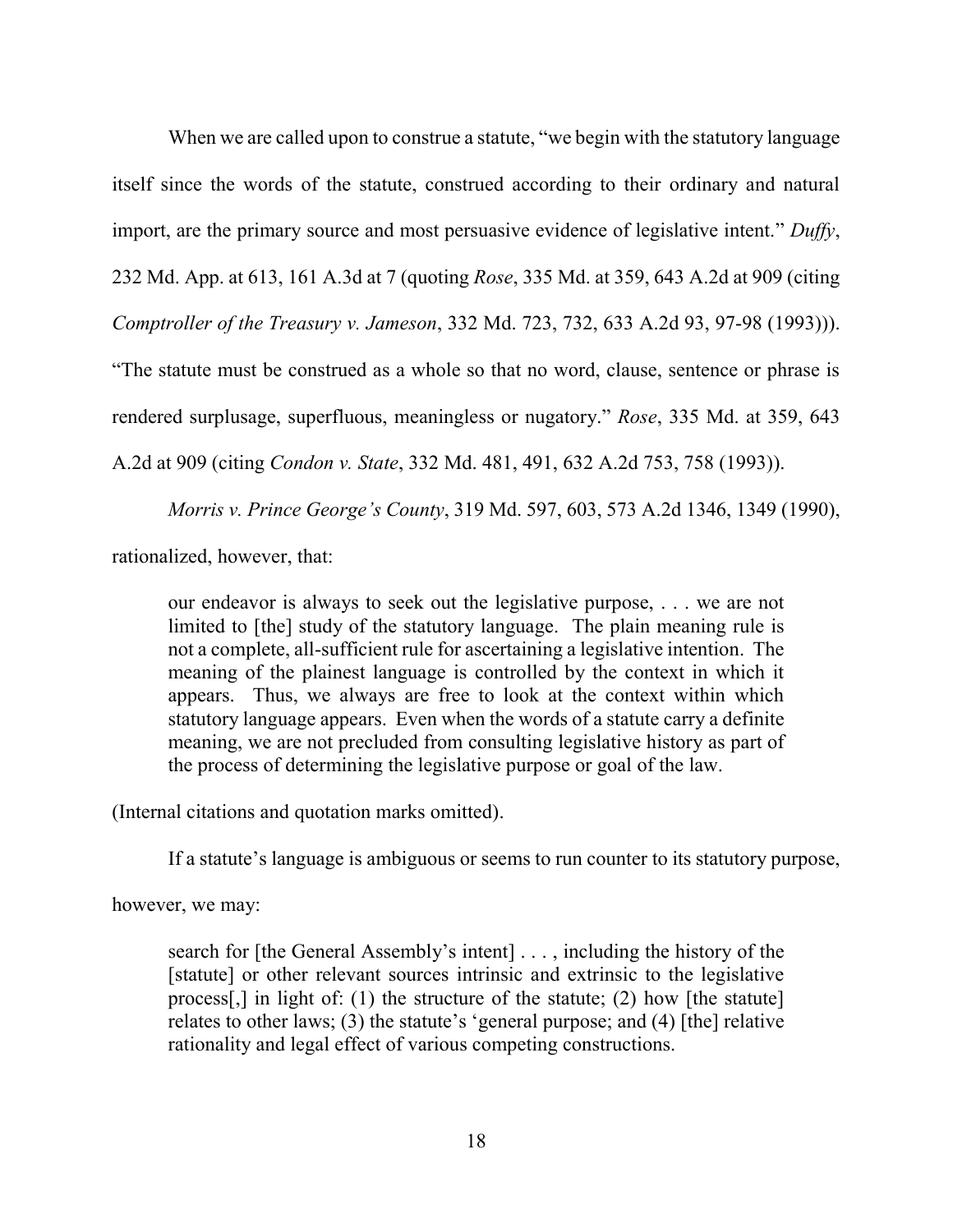When we are called upon to construe a statute, "we begin with the statutory language itself since the words of the statute, construed according to their ordinary and natural import, are the primary source and most persuasive evidence of legislative intent." *Duffy*, 232 Md. App. at 613, 161 A.3d at 7 (quoting *Rose*, 335 Md. at 359, 643 A.2d at 909 (citing *Comptroller of the Treasury v. Jameson*, 332 Md. 723, 732, 633 A.2d 93, 97-98 (1993))). "The statute must be construed as a whole so that no word, clause, sentence or phrase is rendered surplusage, superfluous, meaningless or nugatory." *Rose*, 335 Md. at 359, 643 A.2d at 909 (citing *Condon v. State*, 332 Md. 481, 491, 632 A.2d 753, 758 (1993)).

*Morris v. Prince George's County*, 319 Md. 597, 603, 573 A.2d 1346, 1349 (1990), rationalized, however, that:

> our endeavor is always to seek out the legislative purpose, . . . we are not limited to [the] study of the statutory language. The plain meaning rule is not a complete, all-sufficient rule for ascertaining a legislative intention. The meaning of the plainest language is controlled by the context in which it appears. Thus, we always are free to look at the context within which statutory language appears. Even when the words of a statute carry a definite meaning, we are not precluded from consulting legislative history as part of the process of determining the legislative purpose or goal of the law.

(Internal citations and quotation marks omitted).

If a statute's language is ambiguous or seems to run counter to its statutory purpose, however, we may:

> search for [the General Assembly's intent] . . . , including the history of the [statute] or other relevant sources intrinsic and extrinsic to the legislative process[,] in light of: (1) the structure of the statute; (2) how [the statute] relates to other laws; (3) the statute's 'general purpose; and (4) [the] relative rationality and legal effect of various competing constructions.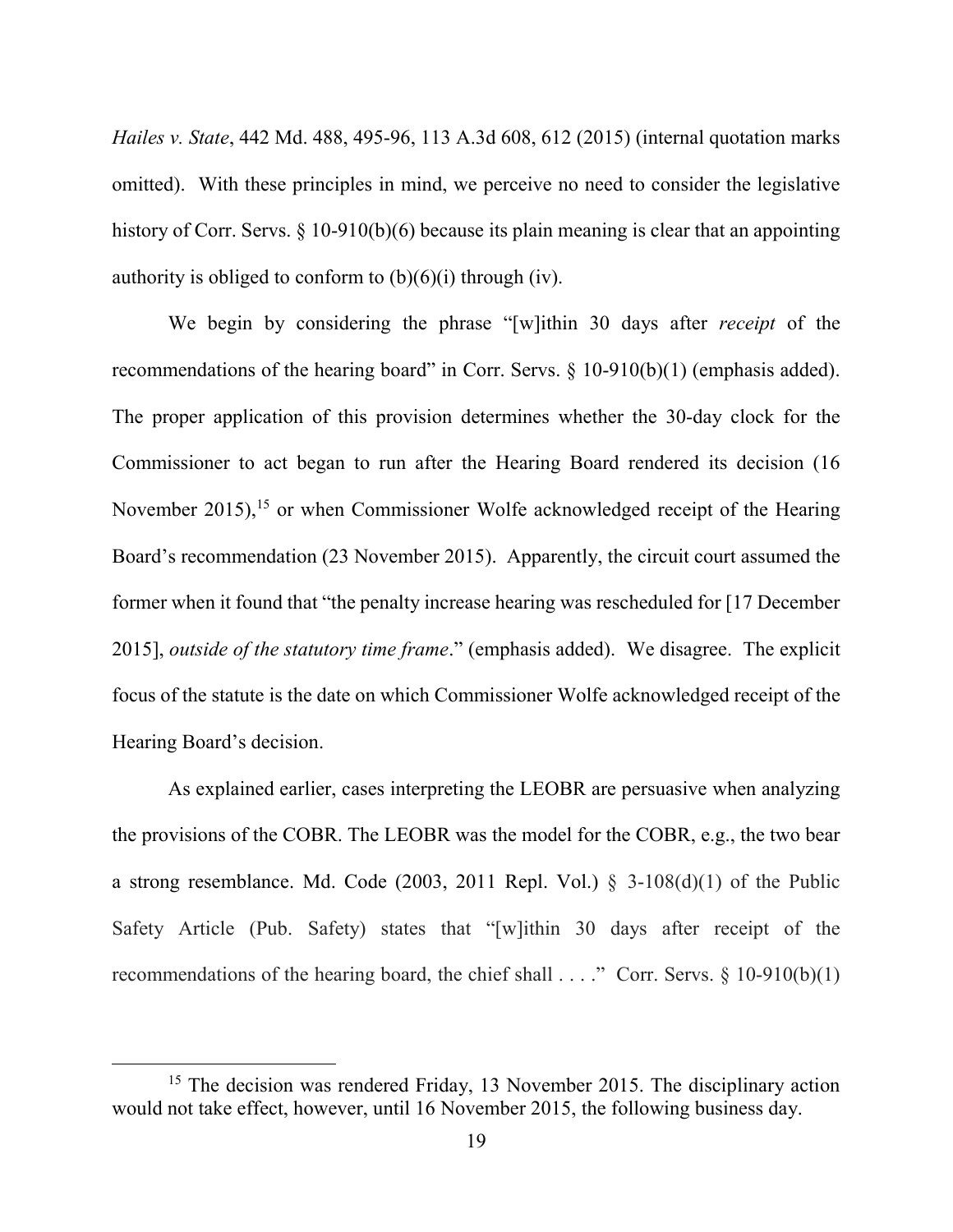*Hailes v. State*, 442 Md. 488, 495-96, 113 A.3d 608, 612 (2015) (internal quotation marks omitted). With these principles in mind, we perceive no need to consider the legislative history of Corr. Servs. § 10-910(b)(6) because its plain meaning is clear that an appointing authority is obliged to conform to (b)(6)(i) through (iv).

We begin by considering the phrase "[w]ithin 30 days after *receipt* of the recommendations of the hearing board" in Corr. Servs. § 10-910(b)(1) (emphasis added). The proper application of this provision determines whether the 30-day clock for the Commissioner to act began to run after the Hearing Board rendered its decision (16 November 2015),[15] or when Commissioner Wolfe acknowledged receipt of the Hearing Board's recommendation (23 November 2015). Apparently, the circuit court assumed the former when it found that "the penalty increase hearing was rescheduled for [17 December 2015], *outside of the statutory time frame*." (emphasis added). We disagree. The explicit focus of the statute is the date on which Commissioner Wolfe acknowledged receipt of the Hearing Board's decision.

As explained earlier, cases interpreting the LEOBR are persuasive when analyzing the provisions of the COBR. The LEOBR was the model for the COBR, e.g., the two bear a strong resemblance. Md. Code (2003, 2011 Repl. Vol.) § 3-108(d)(1) of the Public Safety Article (Pub. Safety) states that "[w]ithin 30 days after receipt of the recommendations of the hearing board, the chief shall . . . ." Corr. Servs. § 10-910(b)(1)

[15] The decision was rendered Friday, 13 November 2015. The disciplinary action would not take effect, however, until 16 November 2015, the following business day.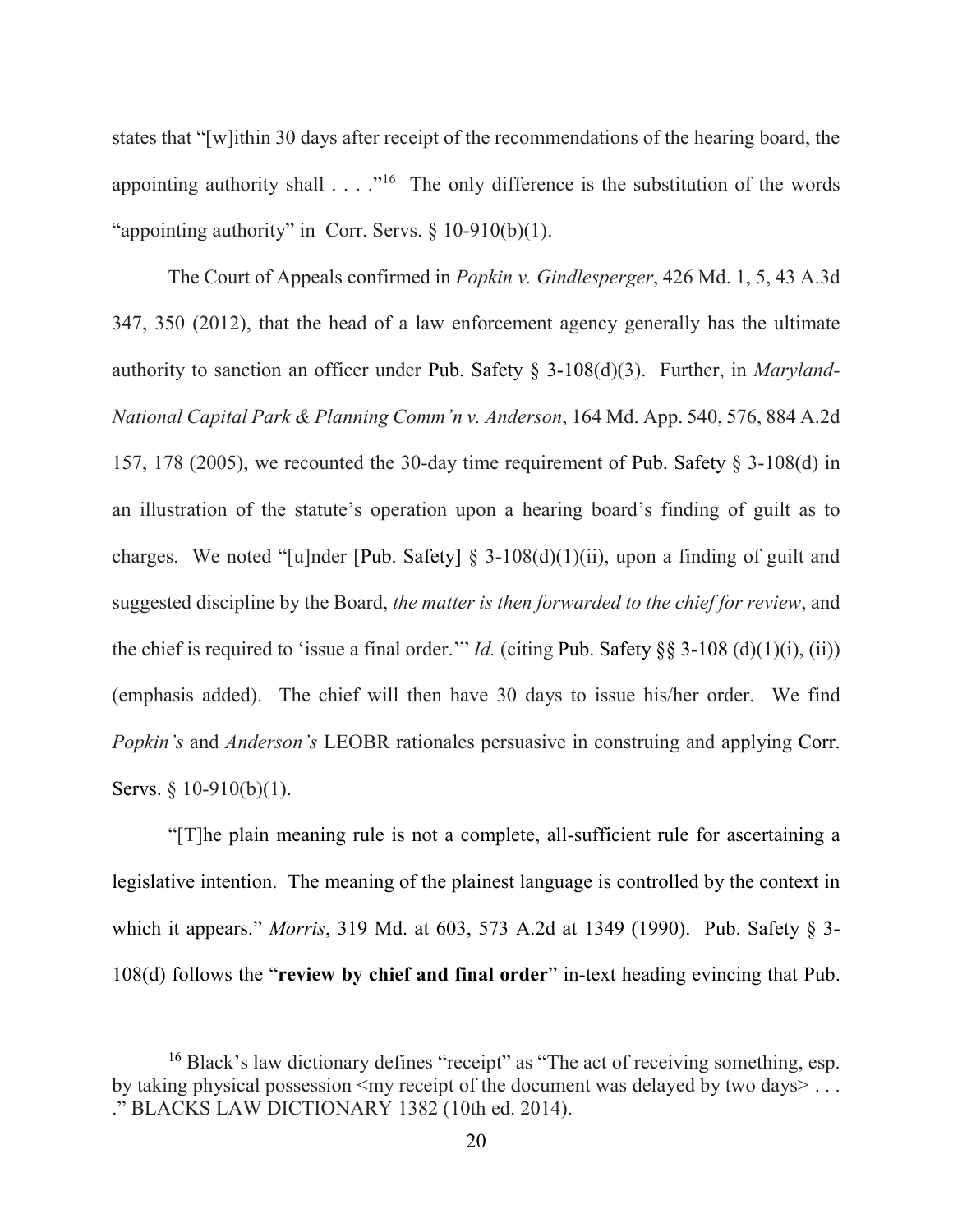states that "[w]ithin 30 days after receipt of the recommendations of the hearing board, the appointing authority shall . . . ."[16] The only difference is the substitution of the words "appointing authority" in Corr. Servs. § 10-910(b)(1).

The Court of Appeals confirmed in *Popkin v. Gindlesperger*, 426 Md. 1, 5, 43 A.3d 347, 350 (2012), that the head of a law enforcement agency generally has the ultimate authority to sanction an officer under Pub. Safety § 3-108(d)(3). Further, in *Maryland-National Capital Park & Planning Comm'n v. Anderson*, 164 Md. App. 540, 576, 884 A.2d 157, 178 (2005), we recounted the 30-day time requirement of Pub. Safety § 3-108(d) in an illustration of the statute's operation upon a hearing board's finding of guilt as to charges. We noted "[u]nder [Pub. Safety] § 3-108(d)(1)(ii), upon a finding of guilt and suggested discipline by the Board, *the matter is then forwarded to the chief for review*, and the chief is required to 'issue a final order.'" *Id.* (citing Pub. Safety §§ 3-108 (d)(1)(i), (ii)) (emphasis added). The chief will then have 30 days to issue his/her order. We find *Popkin's* and *Anderson's* LEOBR rationales persuasive in construing and applying Corr. Servs. § 10-910(b)(1).

"[T]he plain meaning rule is not a complete, all-sufficient rule for ascertaining a legislative intention. The meaning of the plainest language is controlled by the context in which it appears." *Morris*, 319 Md. at 603, 573 A.2d at 1349 (1990). Pub. Safety § 3-108(d) follows the "**review by chief and final order**" in-text heading evincing that Pub.

---

[16] Black's law dictionary defines "receipt" as "The act of receiving something, esp. by taking physical possession <my receipt of the document was delayed by two days> . . . ." BLACKS LAW DICTIONARY 1382 (10th ed. 2014).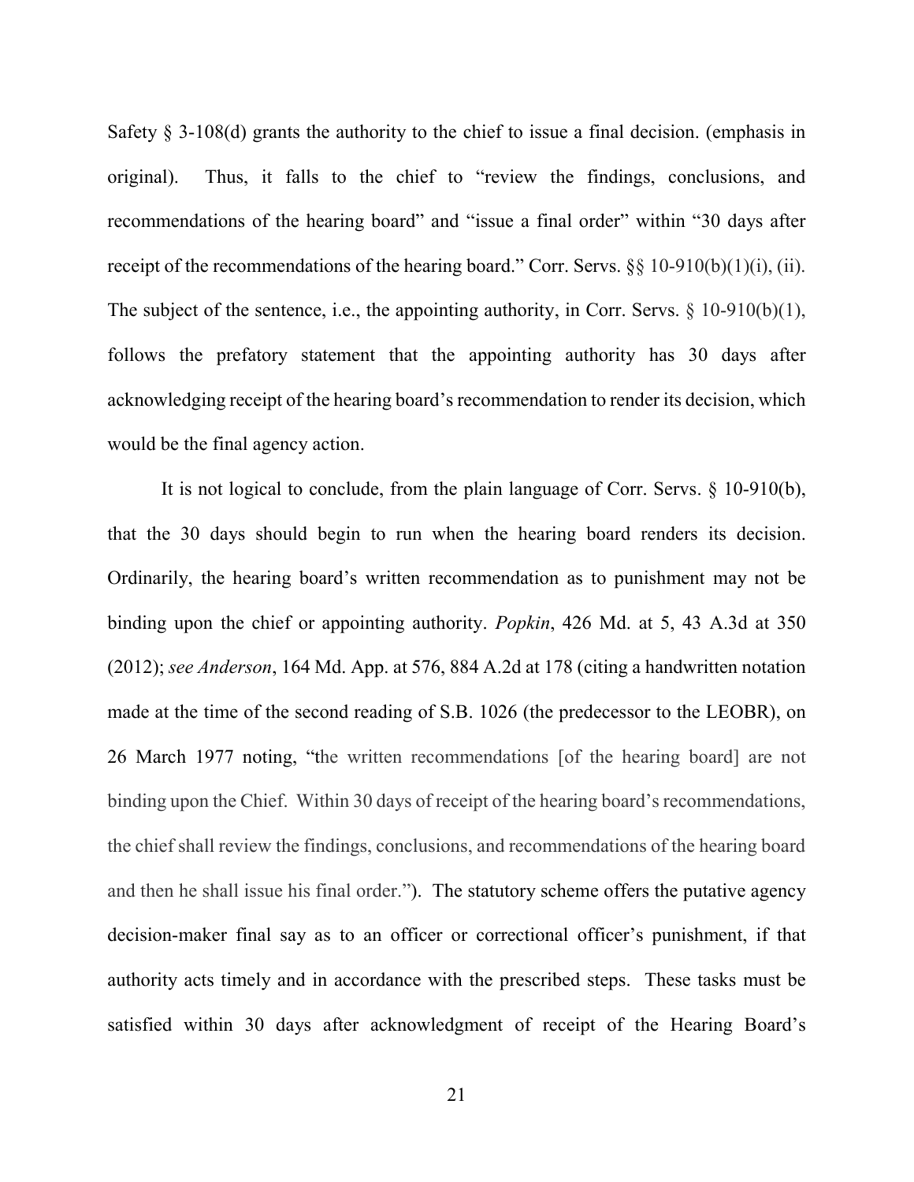Safety § 3-108(d) grants the authority to the chief to issue a final decision. (emphasis in original). Thus, it falls to the chief to "review the findings, conclusions, and recommendations of the hearing board" and "issue a final order" within "30 days after receipt of the recommendations of the hearing board." Corr. Servs. §§ 10-910(b)(1)(i), (ii). The subject of the sentence, i.e., the appointing authority, in Corr. Servs. § 10-910(b)(1), follows the prefatory statement that the appointing authority has 30 days after acknowledging receipt of the hearing board's recommendation to render its decision, which would be the final agency action.

It is not logical to conclude, from the plain language of Corr. Servs. § 10-910(b), that the 30 days should begin to run when the hearing board renders its decision. Ordinarily, the hearing board's written recommendation as to punishment may not be binding upon the chief or appointing authority. *Popkin*, 426 Md. at 5, 43 A.3d at 350 (2012); *see Anderson*, 164 Md. App. at 576, 884 A.2d at 178 (citing a handwritten notation made at the time of the second reading of S.B. 1026 (the predecessor to the LEOBR), on 26 March 1977 noting, "the written recommendations [of the hearing board] are not binding upon the Chief. Within 30 days of receipt of the hearing board's recommendations, the chief shall review the findings, conclusions, and recommendations of the hearing board and then he shall issue his final order."). The statutory scheme offers the putative agency decision-maker final say as to an officer or correctional officer's punishment, if that authority acts timely and in accordance with the prescribed steps. These tasks must be satisfied within 30 days after acknowledgment of receipt of the Hearing Board's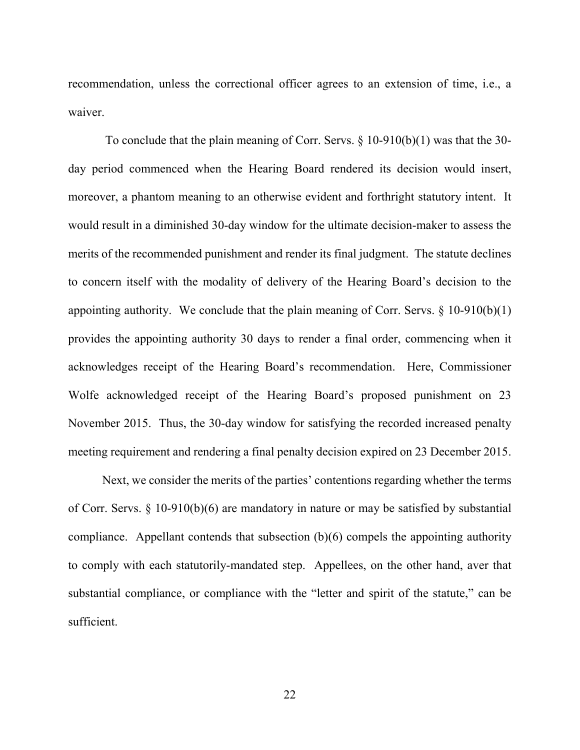recommendation, unless the correctional officer agrees to an extension of time, i.e., a waiver.

To conclude that the plain meaning of Corr. Servs. § 10-910(b)(1) was that the 30-day period commenced when the Hearing Board rendered its decision would insert, moreover, a phantom meaning to an otherwise evident and forthright statutory intent. It would result in a diminished 30-day window for the ultimate decision-maker to assess the merits of the recommended punishment and render its final judgment. The statute declines to concern itself with the modality of delivery of the Hearing Board's decision to the appointing authority. We conclude that the plain meaning of Corr. Servs. § 10-910(b)(1) provides the appointing authority 30 days to render a final order, commencing when it acknowledges receipt of the Hearing Board's recommendation. Here, Commissioner Wolfe acknowledged receipt of the Hearing Board's proposed punishment on 23 November 2015. Thus, the 30-day window for satisfying the recorded increased penalty meeting requirement and rendering a final penalty decision expired on 23 December 2015.

Next, we consider the merits of the parties' contentions regarding whether the terms of Corr. Servs. § 10-910(b)(6) are mandatory in nature or may be satisfied by substantial compliance. Appellant contends that subsection (b)(6) compels the appointing authority to comply with each statutorily-mandated step. Appellees, on the other hand, aver that substantial compliance, or compliance with the "letter and spirit of the statute," can be sufficient.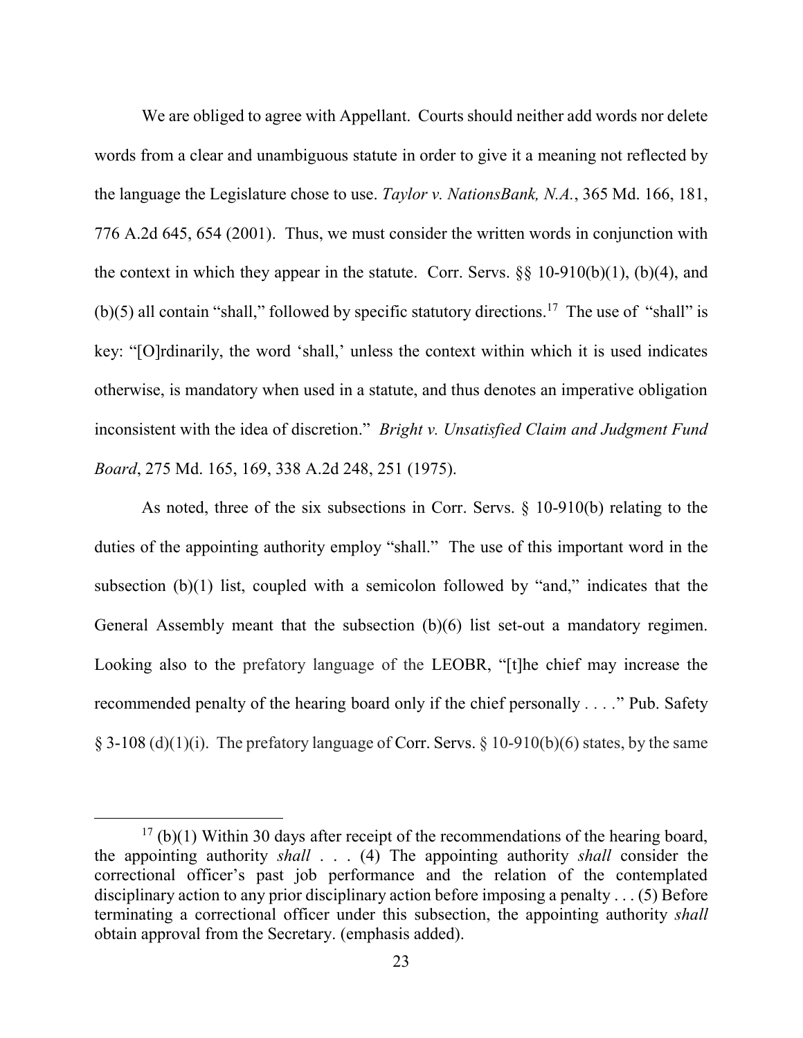We are obliged to agree with Appellant. Courts should neither add words nor delete words from a clear and unambiguous statute in order to give it a meaning not reflected by the language the Legislature chose to use. *Taylor v. NationsBank, N.A.*, 365 Md. 166, 181, 776 A.2d 645, 654 (2001). Thus, we must consider the written words in conjunction with the context in which they appear in the statute. Corr. Servs. §§ 10-910(b)(1), (b)(4), and (b)(5) all contain "shall," followed by specific statutory directions.[17] The use of "shall" is key: "[O]rdinarily, the word 'shall,' unless the context within which it is used indicates otherwise, is mandatory when used in a statute, and thus denotes an imperative obligation inconsistent with the idea of discretion." *Bright v. Unsatisfied Claim and Judgment Fund Board*, 275 Md. 165, 169, 338 A.2d 248, 251 (1975).

As noted, three of the six subsections in Corr. Servs. § 10-910(b) relating to the duties of the appointing authority employ "shall." The use of this important word in the subsection (b)(1) list, coupled with a semicolon followed by "and," indicates that the General Assembly meant that the subsection (b)(6) list set-out a mandatory regimen. Looking also to the prefatory language of the LEOBR, "[t]he chief may increase the recommended penalty of the hearing board only if the chief personally . . . ." Pub. Safety § 3-108 (d)(1)(i). The prefatory language of Corr. Servs. § 10-910(b)(6) states, by the same

---

[17] (b)(1) Within 30 days after receipt of the recommendations of the hearing board, the appointing authority *shall* . . . (4) The appointing authority *shall* consider the correctional officer's past job performance and the relation of the contemplated disciplinary action to any prior disciplinary action before imposing a penalty . . . (5) Before terminating a correctional officer under this subsection, the appointing authority *shall* obtain approval from the Secretary. (emphasis added).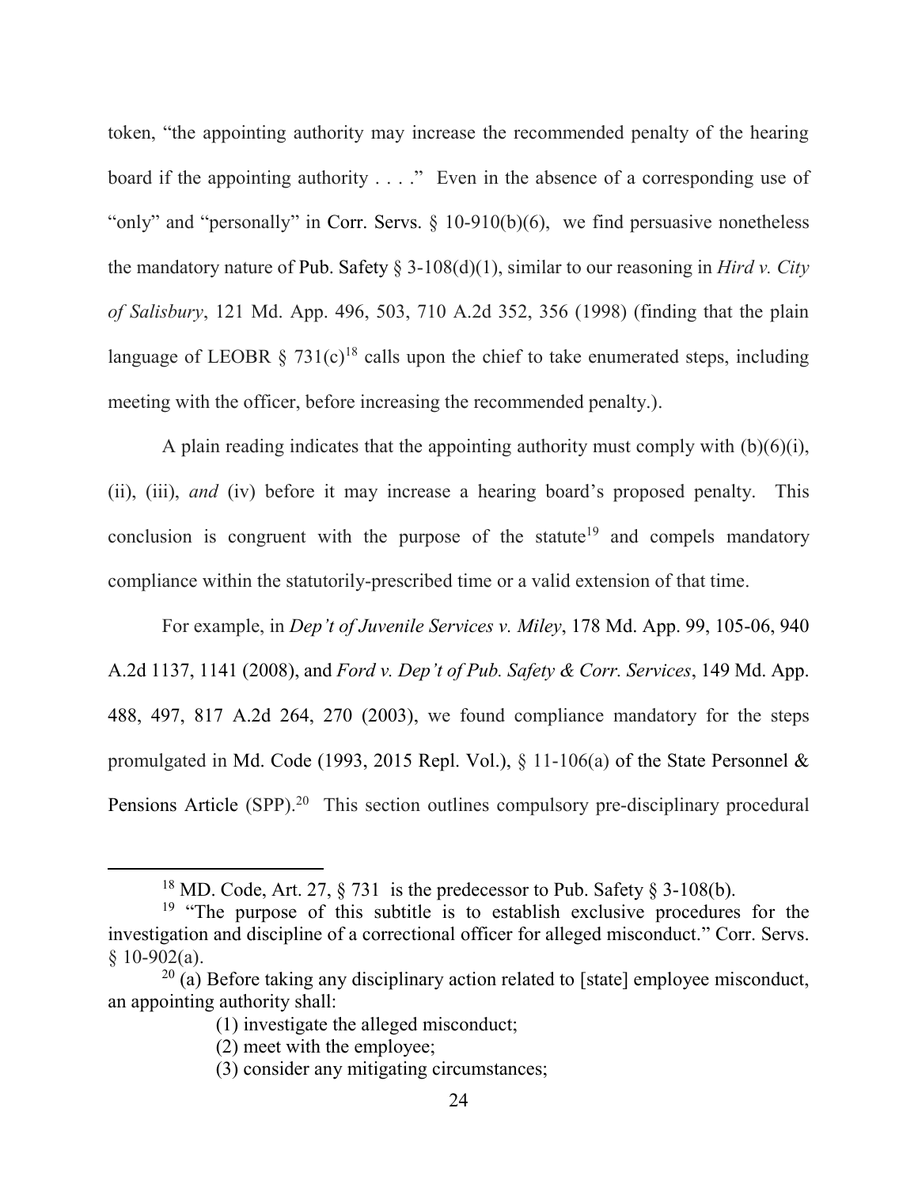token, "the appointing authority may increase the recommended penalty of the hearing board if the appointing authority . . . ." Even in the absence of a corresponding use of "only" and "personally" in Corr. Servs. § 10-910(b)(6), we find persuasive nonetheless the mandatory nature of Pub. Safety § 3-108(d)(1), similar to our reasoning in *Hird v. City of Salisbury*, 121 Md. App. 496, 503, 710 A.2d 352, 356 (1998) (finding that the plain language of LEOBR § 731(c)[18] calls upon the chief to take enumerated steps, including meeting with the officer, before increasing the recommended penalty.).

A plain reading indicates that the appointing authority must comply with (b)(6)(i), (ii), (iii), *and* (iv) before it may increase a hearing board's proposed penalty. This conclusion is congruent with the purpose of the statute[19] and compels mandatory compliance within the statutorily-prescribed time or a valid extension of that time.

For example, in *Dep't of Juvenile Services v. Miley*, 178 Md. App. 99, 105-06, 940 A.2d 1137, 1141 (2008), and *Ford v. Dep't of Pub. Safety & Corr. Services*, 149 Md. App. 488, 497, 817 A.2d 264, 270 (2003), we found compliance mandatory for the steps promulgated in Md. Code (1993, 2015 Repl. Vol.), § 11-106(a) of the State Personnel & Pensions Article (SPP).[20] This section outlines compulsory pre-disciplinary procedural

---

[18] MD. Code, Art. 27, § 731 is the predecessor to Pub. Safety § 3-108(b).

[19] "The purpose of this subtitle is to establish exclusive procedures for the investigation and discipline of a correctional officer for alleged misconduct." Corr. Servs. § 10-902(a).

[20] (a) Before taking any disciplinary action related to [state] employee misconduct, an appointing authority shall:

> (1) investigate the alleged misconduct;
>
> (2) meet with the employee;
>
> (3) consider any mitigating circumstances;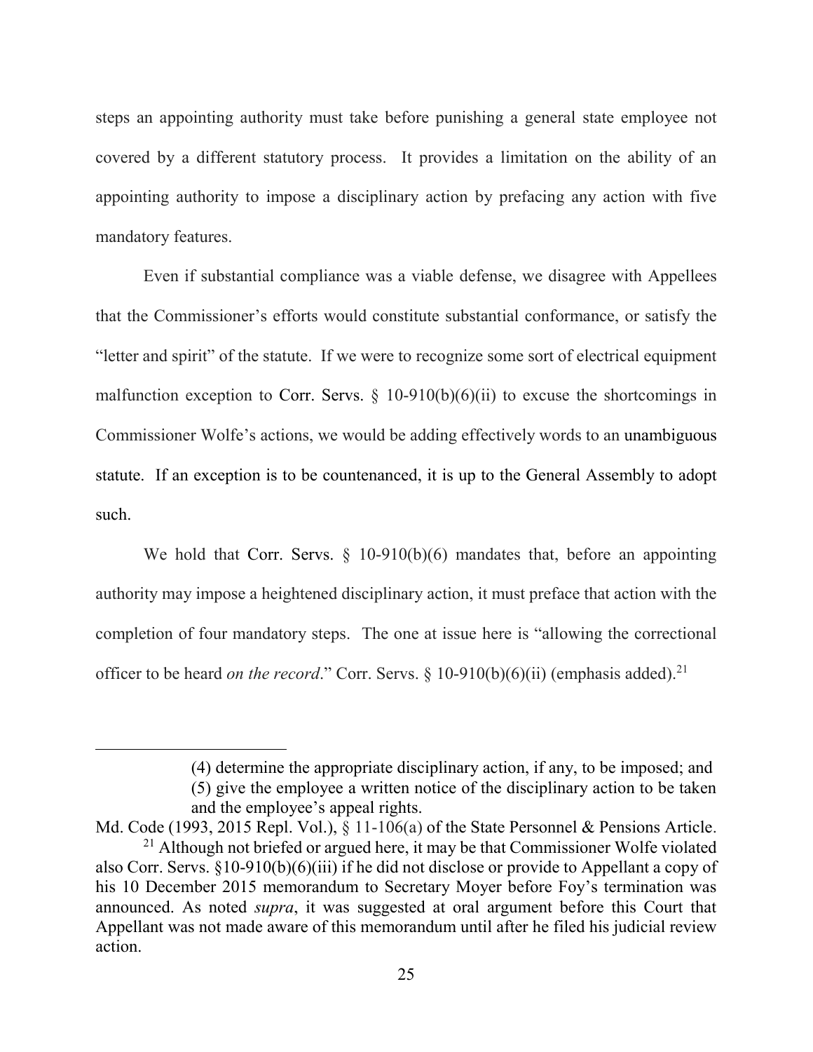steps an appointing authority must take before punishing a general state employee not covered by a different statutory process. It provides a limitation on the ability of an appointing authority to impose a disciplinary action by prefacing any action with five mandatory features.

Even if substantial compliance was a viable defense, we disagree with Appellees that the Commissioner's efforts would constitute substantial conformance, or satisfy the "letter and spirit" of the statute. If we were to recognize some sort of electrical equipment malfunction exception to Corr. Servs. § 10-910(b)(6)(ii) to excuse the shortcomings in Commissioner Wolfe's actions, we would be adding effectively words to an unambiguous statute. If an exception is to be countenanced, it is up to the General Assembly to adopt such.

We hold that Corr. Servs. § 10-910(b)(6) mandates that, before an appointing authority may impose a heightened disciplinary action, it must preface that action with the completion of four mandatory steps. The one at issue here is "allowing the correctional officer to be heard *on the record*." Corr. Servs. § 10-910(b)(6)(ii) (emphasis added).[21]

---

> (4) determine the appropriate disciplinary action, if any, to be imposed; and
> (5) give the employee a written notice of the disciplinary action to be taken and the employee's appeal rights.

Md. Code (1993, 2015 Repl. Vol.), § 11-106(a) of the State Personnel & Pensions Article.

[21] Although not briefed or argued here, it may be that Commissioner Wolfe violated also Corr. Servs. §10-910(b)(6)(iii) if he did not disclose or provide to Appellant a copy of his 10 December 2015 memorandum to Secretary Moyer before Foy's termination was announced. As noted *supra*, it was suggested at oral argument before this Court that Appellant was not made aware of this memorandum until after he filed his judicial review action.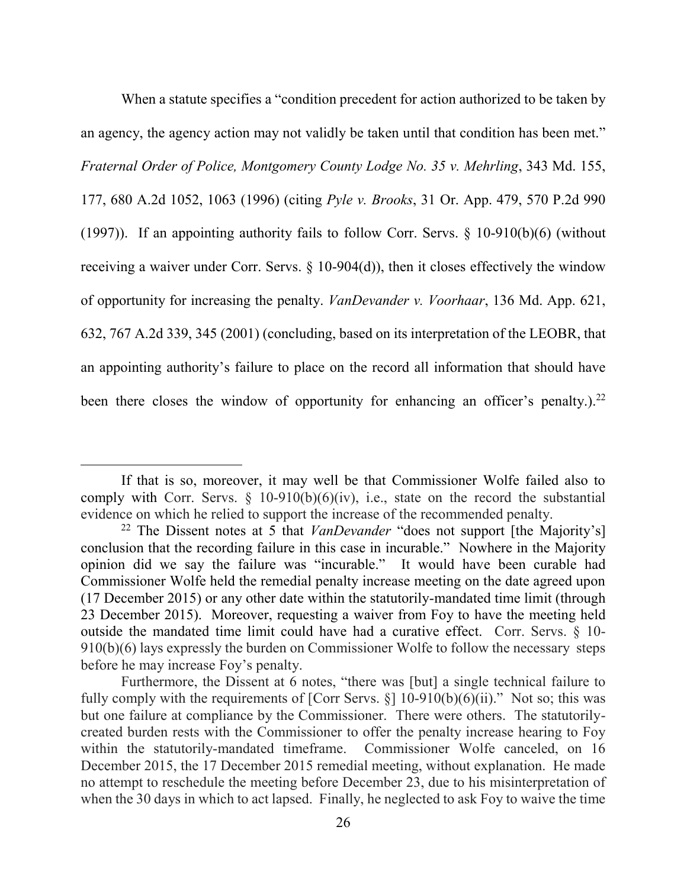When a statute specifies a "condition precedent for action authorized to be taken by an agency, the agency action may not validly be taken until that condition has been met." *Fraternal Order of Police, Montgomery County Lodge No. 35 v. Mehrling*, 343 Md. 155, 177, 680 A.2d 1052, 1063 (1996) (citing *Pyle v. Brooks*, 31 Or. App. 479, 570 P.2d 990 (1997)). If an appointing authority fails to follow Corr. Servs. § 10-910(b)(6) (without receiving a waiver under Corr. Servs. § 10-904(d)), then it closes effectively the window of opportunity for increasing the penalty. *VanDevander v. Voorhaar*, 136 Md. App. 621, 632, 767 A.2d 339, 345 (2001) (concluding, based on its interpretation of the LEOBR, that an appointing authority's failure to place on the record all information that should have been there closes the window of opportunity for enhancing an officer's penalty.).[22]

---

If that is so, moreover, it may well be that Commissioner Wolfe failed also to comply with Corr. Servs. § 10-910(b)(6)(iv), i.e., state on the record the substantial evidence on which he relied to support the increase of the recommended penalty.

[22] The Dissent notes at 5 that *VanDevander* "does not support [the Majority's] conclusion that the recording failure in this case in incurable." Nowhere in the Majority opinion did we say the failure was "incurable." It would have been curable had Commissioner Wolfe held the remedial penalty increase meeting on the date agreed upon (17 December 2015) or any other date within the statutorily-mandated time limit (through 23 December 2015). Moreover, requesting a waiver from Foy to have the meeting held outside the mandated time limit could have had a curative effect. Corr. Servs. § 10-910(b)(6) lays expressly the burden on Commissioner Wolfe to follow the necessary steps before he may increase Foy's penalty.

Furthermore, the Dissent at 6 notes, "there was [but] a single technical failure to fully comply with the requirements of [Corr Servs. §] 10-910(b)(6)(ii)." Not so; this was but one failure at compliance by the Commissioner. There were others. The statutorily-created burden rests with the Commissioner to offer the penalty increase hearing to Foy within the statutorily-mandated timeframe. Commissioner Wolfe canceled, on 16 December 2015, the 17 December 2015 remedial meeting, without explanation. He made no attempt to reschedule the meeting before December 23, due to his misinterpretation of when the 30 days in which to act lapsed. Finally, he neglected to ask Foy to waive the time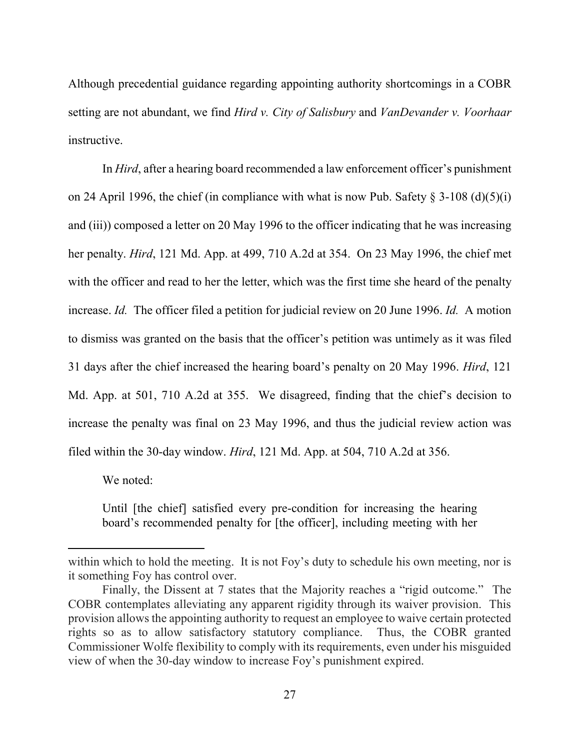Although precedential guidance regarding appointing authority shortcomings in a COBR setting are not abundant, we find *Hird v. City of Salisbury* and *VanDevander v. Voorhaar* instructive.

In *Hird*, after a hearing board recommended a law enforcement officer's punishment on 24 April 1996, the chief (in compliance with what is now Pub. Safety § 3-108 (d)(5)(i) and (iii)) composed a letter on 20 May 1996 to the officer indicating that he was increasing her penalty. *Hird*, 121 Md. App. at 499, 710 A.2d at 354. On 23 May 1996, the chief met with the officer and read to her the letter, which was the first time she heard of the penalty increase. *Id.* The officer filed a petition for judicial review on 20 June 1996. *Id.* A motion to dismiss was granted on the basis that the officer's petition was untimely as it was filed 31 days after the chief increased the hearing board's penalty on 20 May 1996. *Hird*, 121 Md. App. at 501, 710 A.2d at 355. We disagreed, finding that the chief's decision to increase the penalty was final on 23 May 1996, and thus the judicial review action was filed within the 30-day window. *Hird*, 121 Md. App. at 504, 710 A.2d at 356.

We noted:

> Until [the chief] satisfied every pre-condition for increasing the hearing board's recommended penalty for [the officer], including meeting with her

---

within which to hold the meeting. It is not Foy's duty to schedule his own meeting, nor is it something Foy has control over.

Finally, the Dissent at 7 states that the Majority reaches a "rigid outcome." The COBR contemplates alleviating any apparent rigidity through its waiver provision. This provision allows the appointing authority to request an employee to waive certain protected rights so as to allow satisfactory statutory compliance. Thus, the COBR granted Commissioner Wolfe flexibility to comply with its requirements, even under his misguided view of when the 30-day window to increase Foy's punishment expired.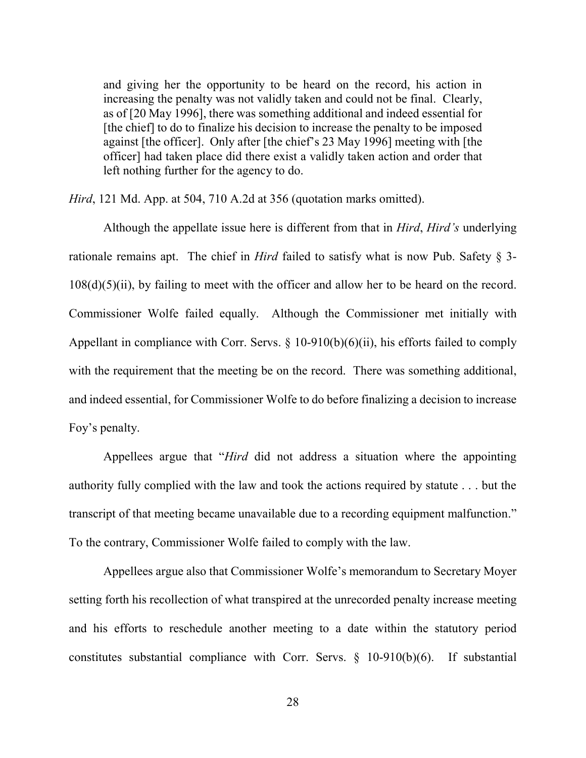> and giving her the opportunity to be heard on the record, his action in increasing the penalty was not validly taken and could not be final. Clearly, as of [20 May 1996], there was something additional and indeed essential for [the chief] to do to finalize his decision to increase the penalty to be imposed against [the officer]. Only after [the chief's 23 May 1996] meeting with [the officer] had taken place did there exist a validly taken action and order that left nothing further for the agency to do.

*Hird*, 121 Md. App. at 504, 710 A.2d at 356 (quotation marks omitted).

Although the appellate issue here is different from that in *Hird*, *Hird's* underlying rationale remains apt. The chief in *Hird* failed to satisfy what is now Pub. Safety § 3-108(d)(5)(ii), by failing to meet with the officer and allow her to be heard on the record. Commissioner Wolfe failed equally. Although the Commissioner met initially with Appellant in compliance with Corr. Servs. § 10-910(b)(6)(ii), his efforts failed to comply with the requirement that the meeting be on the record. There was something additional, and indeed essential, for Commissioner Wolfe to do before finalizing a decision to increase Foy's penalty.

Appellees argue that "*Hird* did not address a situation where the appointing authority fully complied with the law and took the actions required by statute . . . but the transcript of that meeting became unavailable due to a recording equipment malfunction." To the contrary, Commissioner Wolfe failed to comply with the law.

Appellees argue also that Commissioner Wolfe's memorandum to Secretary Moyer setting forth his recollection of what transpired at the unrecorded penalty increase meeting and his efforts to reschedule another meeting to a date within the statutory period constitutes substantial compliance with Corr. Servs. § 10-910(b)(6). If substantial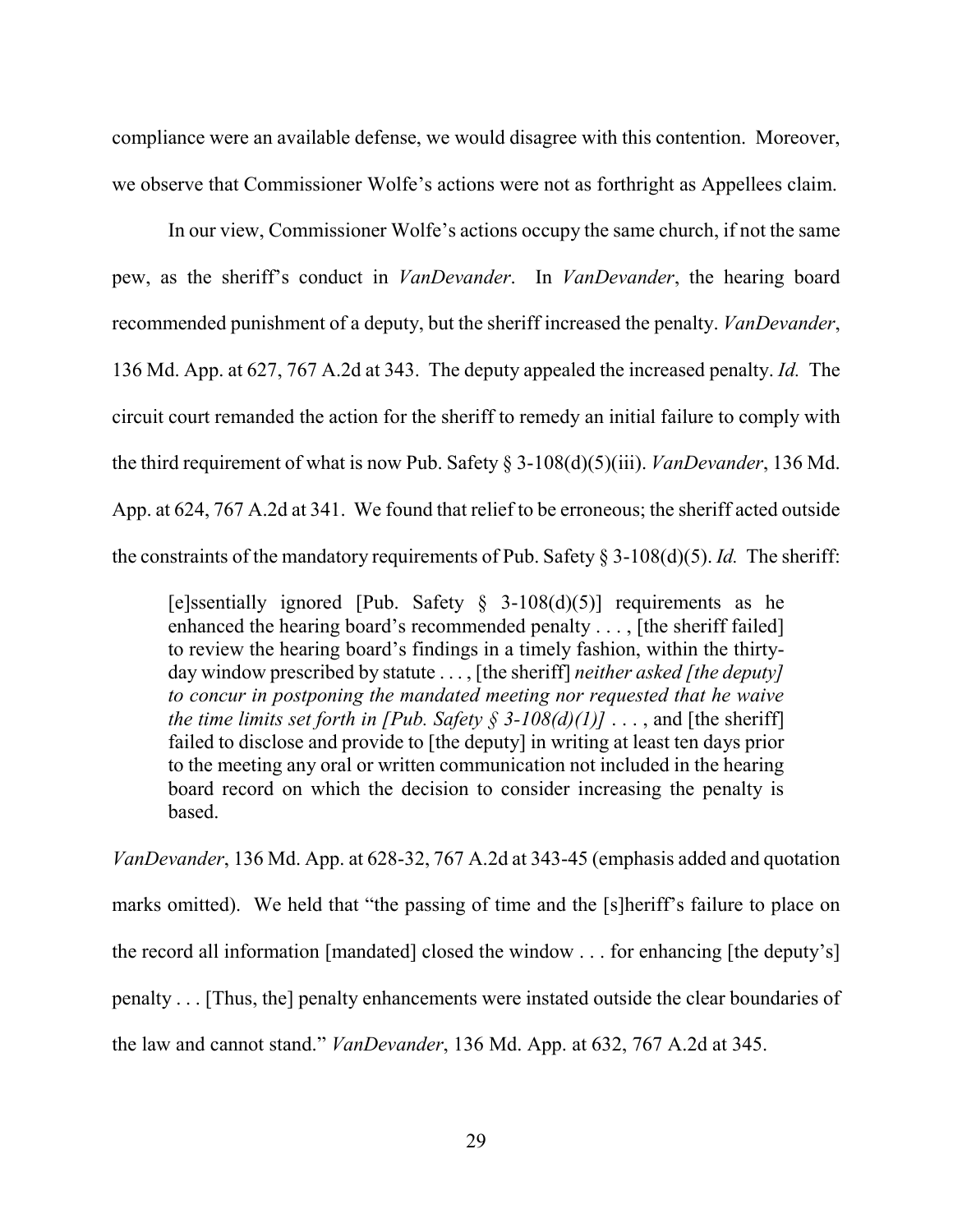compliance were an available defense, we would disagree with this contention. Moreover, we observe that Commissioner Wolfe's actions were not as forthright as Appellees claim.

In our view, Commissioner Wolfe's actions occupy the same church, if not the same pew, as the sheriff's conduct in *VanDevander*. In *VanDevander*, the hearing board recommended punishment of a deputy, but the sheriff increased the penalty. *VanDevander*, 136 Md. App. at 627, 767 A.2d at 343. The deputy appealed the increased penalty. *Id.* The circuit court remanded the action for the sheriff to remedy an initial failure to comply with the third requirement of what is now Pub. Safety § 3-108(d)(5)(iii). *VanDevander*, 136 Md. App. at 624, 767 A.2d at 341. We found that relief to be erroneous; the sheriff acted outside the constraints of the mandatory requirements of Pub. Safety § 3-108(d)(5). *Id.* The sheriff:

> [e]ssentially ignored [Pub. Safety § 3-108(d)(5)] requirements as he enhanced the hearing board's recommended penalty . . . , [the sheriff failed] to review the hearing board's findings in a timely fashion, within the thirty-day window prescribed by statute . . . , [the sheriff] *neither asked [the deputy] to concur in postponing the mandated meeting nor requested that he waive the time limits set forth in [Pub. Safety § 3-108(d)(1)]* . . . , and [the sheriff] failed to disclose and provide to [the deputy] in writing at least ten days prior to the meeting any oral or written communication not included in the hearing board record on which the decision to consider increasing the penalty is based.

*VanDevander*, 136 Md. App. at 628-32, 767 A.2d at 343-45 (emphasis added and quotation marks omitted). We held that "the passing of time and the [s]heriff's failure to place on the record all information [mandated] closed the window . . . for enhancing [the deputy's] penalty . . . [Thus, the] penalty enhancements were instated outside the clear boundaries of the law and cannot stand." *VanDevander*, 136 Md. App. at 632, 767 A.2d at 345.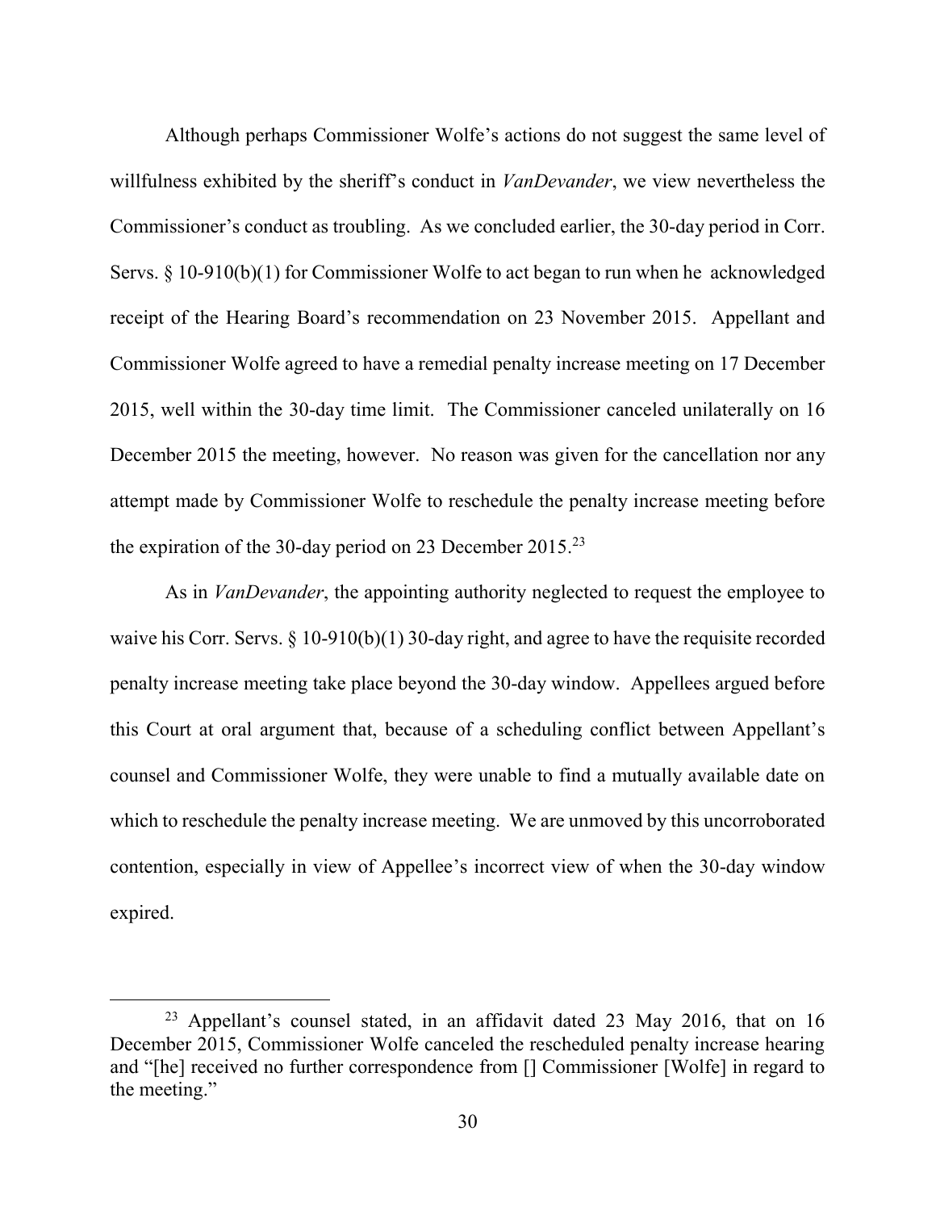Although perhaps Commissioner Wolfe's actions do not suggest the same level of willfulness exhibited by the sheriff's conduct in *VanDevander*, we view nevertheless the Commissioner's conduct as troubling. As we concluded earlier, the 30-day period in Corr. Servs. § 10-910(b)(1) for Commissioner Wolfe to act began to run when he acknowledged receipt of the Hearing Board's recommendation on 23 November 2015. Appellant and Commissioner Wolfe agreed to have a remedial penalty increase meeting on 17 December 2015, well within the 30-day time limit. The Commissioner canceled unilaterally on 16 December 2015 the meeting, however. No reason was given for the cancellation nor any attempt made by Commissioner Wolfe to reschedule the penalty increase meeting before the expiration of the 30-day period on 23 December 2015.[23]

As in *VanDevander*, the appointing authority neglected to request the employee to waive his Corr. Servs. § 10-910(b)(1) 30-day right, and agree to have the requisite recorded penalty increase meeting take place beyond the 30-day window. Appellees argued before this Court at oral argument that, because of a scheduling conflict between Appellant's counsel and Commissioner Wolfe, they were unable to find a mutually available date on which to reschedule the penalty increase meeting. We are unmoved by this uncorroborated contention, especially in view of Appellee's incorrect view of when the 30-day window expired.

---

[23] Appellant's counsel stated, in an affidavit dated 23 May 2016, that on 16 December 2015, Commissioner Wolfe canceled the rescheduled penalty increase hearing and "[he] received no further correspondence from [] Commissioner [Wolfe] in regard to the meeting."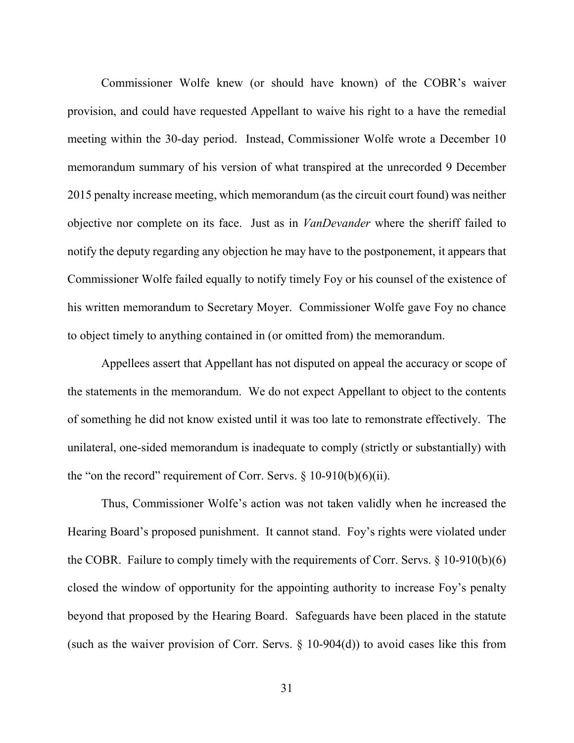Commissioner Wolfe knew (or should have known) of the COBR's waiver provision, and could have requested Appellant to waive his right to a have the remedial meeting within the 30-day period. Instead, Commissioner Wolfe wrote a December 10 memorandum summary of his version of what transpired at the unrecorded 9 December 2015 penalty increase meeting, which memorandum (as the circuit court found) was neither objective nor complete on its face. Just as in *VanDevander* where the sheriff failed to notify the deputy regarding any objection he may have to the postponement, it appears that Commissioner Wolfe failed equally to notify timely Foy or his counsel of the existence of his written memorandum to Secretary Moyer. Commissioner Wolfe gave Foy no chance to object timely to anything contained in (or omitted from) the memorandum.

Appellees assert that Appellant has not disputed on appeal the accuracy or scope of the statements in the memorandum. We do not expect Appellant to object to the contents of something he did not know existed until it was too late to remonstrate effectively. The unilateral, one-sided memorandum is inadequate to comply (strictly or substantially) with the "on the record" requirement of Corr. Servs. § 10-910(b)(6)(ii).

Thus, Commissioner Wolfe's action was not taken validly when he increased the Hearing Board's proposed punishment. It cannot stand. Foy's rights were violated under the COBR. Failure to comply timely with the requirements of Corr. Servs. § 10-910(b)(6) closed the window of opportunity for the appointing authority to increase Foy's penalty beyond that proposed by the Hearing Board. Safeguards have been placed in the statute (such as the waiver provision of Corr. Servs. § 10-904(d)) to avoid cases like this from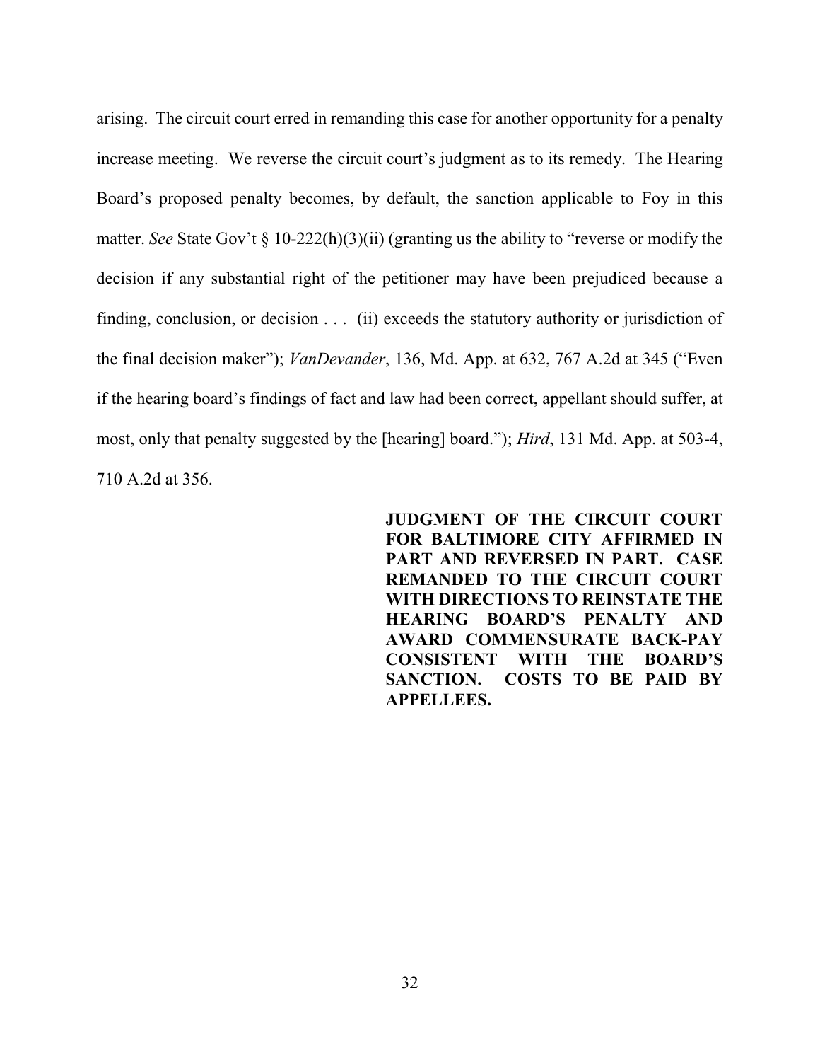arising. The circuit court erred in remanding this case for another opportunity for a penalty increase meeting. We reverse the circuit court's judgment as to its remedy. The Hearing Board's proposed penalty becomes, by default, the sanction applicable to Foy in this matter. *See* State Gov't § 10-222(h)(3)(ii) (granting us the ability to "reverse or modify the decision if any substantial right of the petitioner may have been prejudiced because a finding, conclusion, or decision . . . (ii) exceeds the statutory authority or jurisdiction of the final decision maker"); *VanDevander*, 136, Md. App. at 632, 767 A.2d at 345 ("Even if the hearing board's findings of fact and law had been correct, appellant should suffer, at most, only that penalty suggested by the [hearing] board."); *Hird*, 131 Md. App. at 503-4, 710 A.2d at 356.

**JUDGMENT OF THE CIRCUIT COURT FOR BALTIMORE CITY AFFIRMED IN PART AND REVERSED IN PART. CASE REMANDED TO THE CIRCUIT COURT WITH DIRECTIONS TO REINSTATE THE HEARING BOARD'S PENALTY AND AWARD COMMENSURATE BACK-PAY CONSISTENT WITH THE BOARD'S SANCTION. COSTS TO BE PAID BY APPELLEES.**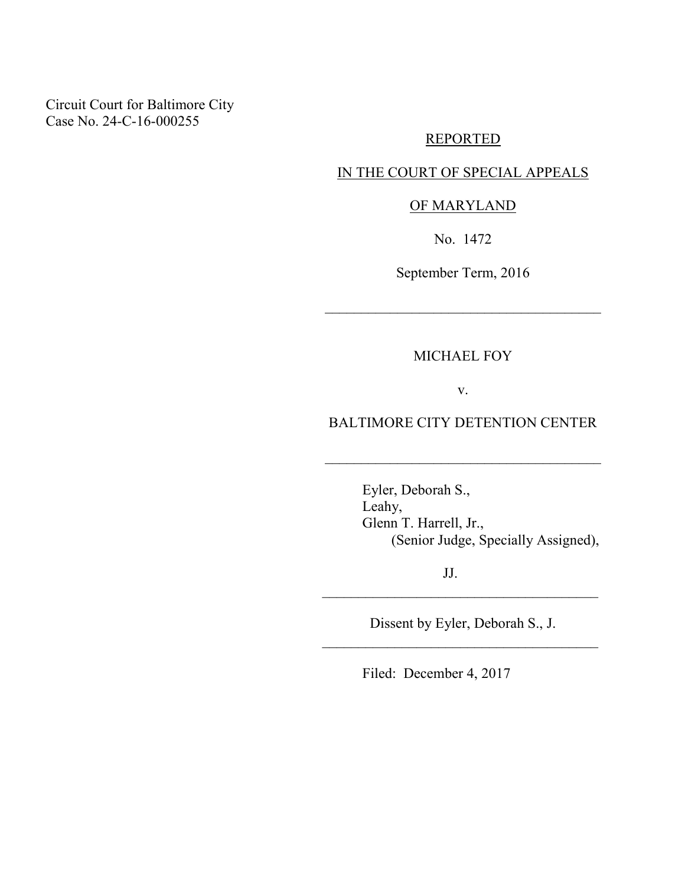Circuit Court for Baltimore City
Case No. 24-C-16-000255

REPORTED

IN THE COURT OF SPECIAL APPEALS

OF MARYLAND

No. 1472

September Term, 2016

---

MICHAEL FOY

v.

BALTIMORE CITY DETENTION CENTER

---

Eyler, Deborah S.,
Leahy,
Glenn T. Harrell, Jr.,
(Senior Judge, Specially Assigned),

JJ.

---

Dissent by Eyler, Deborah S., J.

---

Filed: December 4, 2017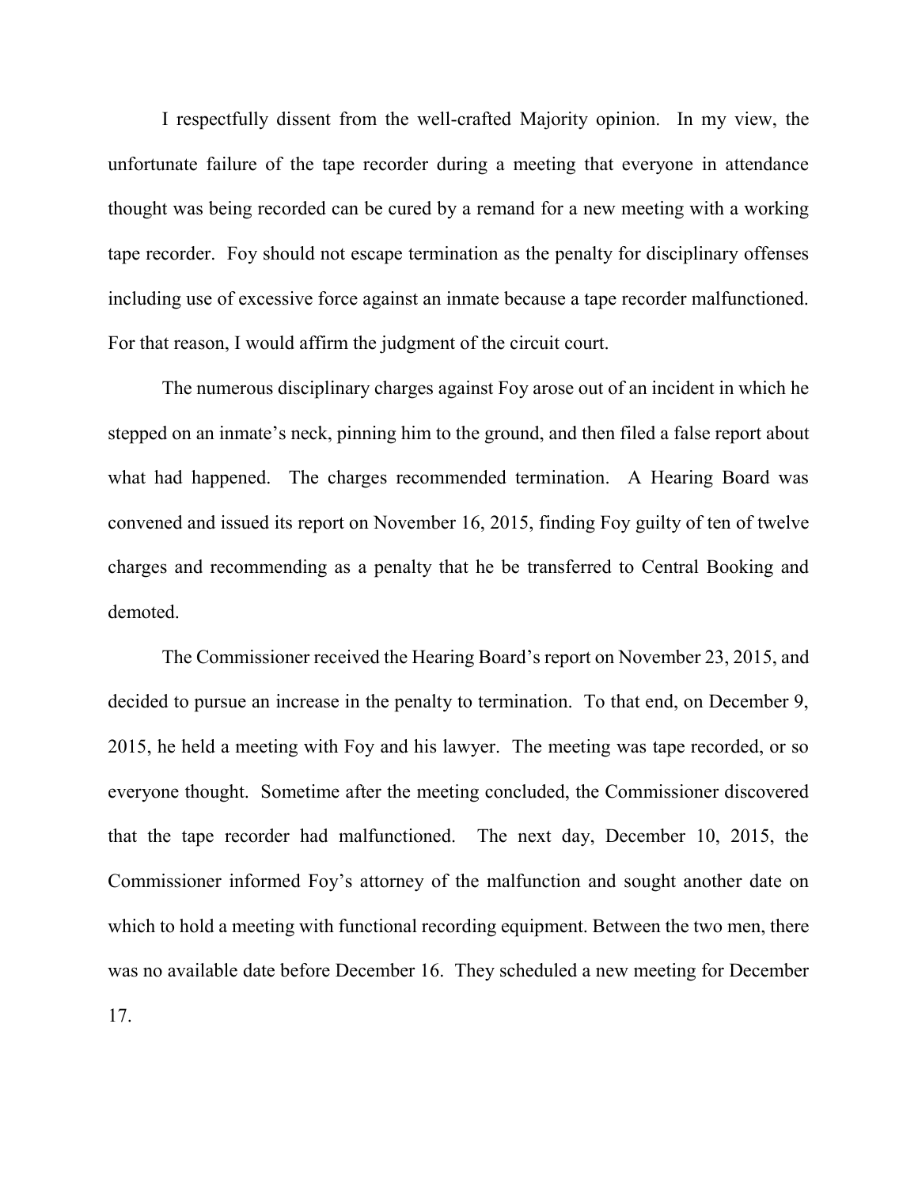I respectfully dissent from the well-crafted Majority opinion. In my view, the unfortunate failure of the tape recorder during a meeting that everyone in attendance thought was being recorded can be cured by a remand for a new meeting with a working tape recorder. Foy should not escape termination as the penalty for disciplinary offenses including use of excessive force against an inmate because a tape recorder malfunctioned. For that reason, I would affirm the judgment of the circuit court.

The numerous disciplinary charges against Foy arose out of an incident in which he stepped on an inmate's neck, pinning him to the ground, and then filed a false report about what had happened. The charges recommended termination. A Hearing Board was convened and issued its report on November 16, 2015, finding Foy guilty of ten of twelve charges and recommending as a penalty that he be transferred to Central Booking and demoted.

The Commissioner received the Hearing Board's report on November 23, 2015, and decided to pursue an increase in the penalty to termination. To that end, on December 9, 2015, he held a meeting with Foy and his lawyer. The meeting was tape recorded, or so everyone thought. Sometime after the meeting concluded, the Commissioner discovered that the tape recorder had malfunctioned. The next day, December 10, 2015, the Commissioner informed Foy's attorney of the malfunction and sought another date on which to hold a meeting with functional recording equipment. Between the two men, there was no available date before December 16. They scheduled a new meeting for December 17.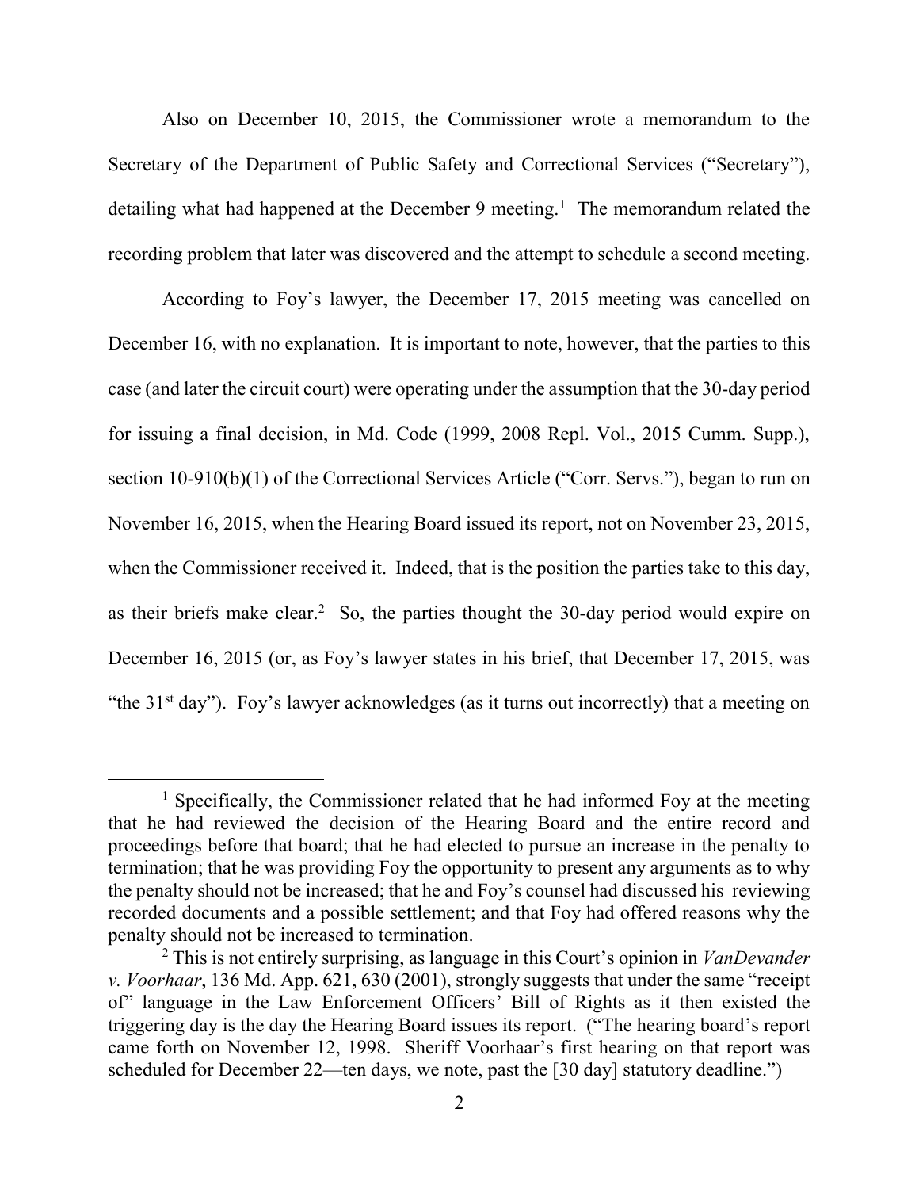Also on December 10, 2015, the Commissioner wrote a memorandum to the Secretary of the Department of Public Safety and Correctional Services ("Secretary"), detailing what had happened at the December 9 meeting.[1] The memorandum related the recording problem that later was discovered and the attempt to schedule a second meeting.

According to Foy's lawyer, the December 17, 2015 meeting was cancelled on December 16, with no explanation. It is important to note, however, that the parties to this case (and later the circuit court) were operating under the assumption that the 30-day period for issuing a final decision, in Md. Code (1999, 2008 Repl. Vol., 2015 Cumm. Supp.), section 10-910(b)(1) of the Correctional Services Article ("Corr. Servs."), began to run on November 16, 2015, when the Hearing Board issued its report, not on November 23, 2015, when the Commissioner received it. Indeed, that is the position the parties take to this day, as their briefs make clear.[2] So, the parties thought the 30-day period would expire on December 16, 2015 (or, as Foy's lawyer states in his brief, that December 17, 2015, was "the 31st day"). Foy's lawyer acknowledges (as it turns out incorrectly) that a meeting on

---

[1] Specifically, the Commissioner related that he had informed Foy at the meeting that he had reviewed the decision of the Hearing Board and the entire record and proceedings before that board; that he had elected to pursue an increase in the penalty to termination; that he was providing Foy the opportunity to present any arguments as to why the penalty should not be increased; that he and Foy's counsel had discussed his reviewing recorded documents and a possible settlement; and that Foy had offered reasons why the penalty should not be increased to termination.

[2] This is not entirely surprising, as language in this Court's opinion in *VanDevander v. Voorhaar*, 136 Md. App. 621, 630 (2001), strongly suggests that under the same "receipt of" language in the Law Enforcement Officers' Bill of Rights as it then existed the triggering day is the day the Hearing Board issues its report. ("The hearing board's report came forth on November 12, 1998. Sheriff Voorhaar's first hearing on that report was scheduled for December 22—ten days, we note, past the [30 day] statutory deadline.")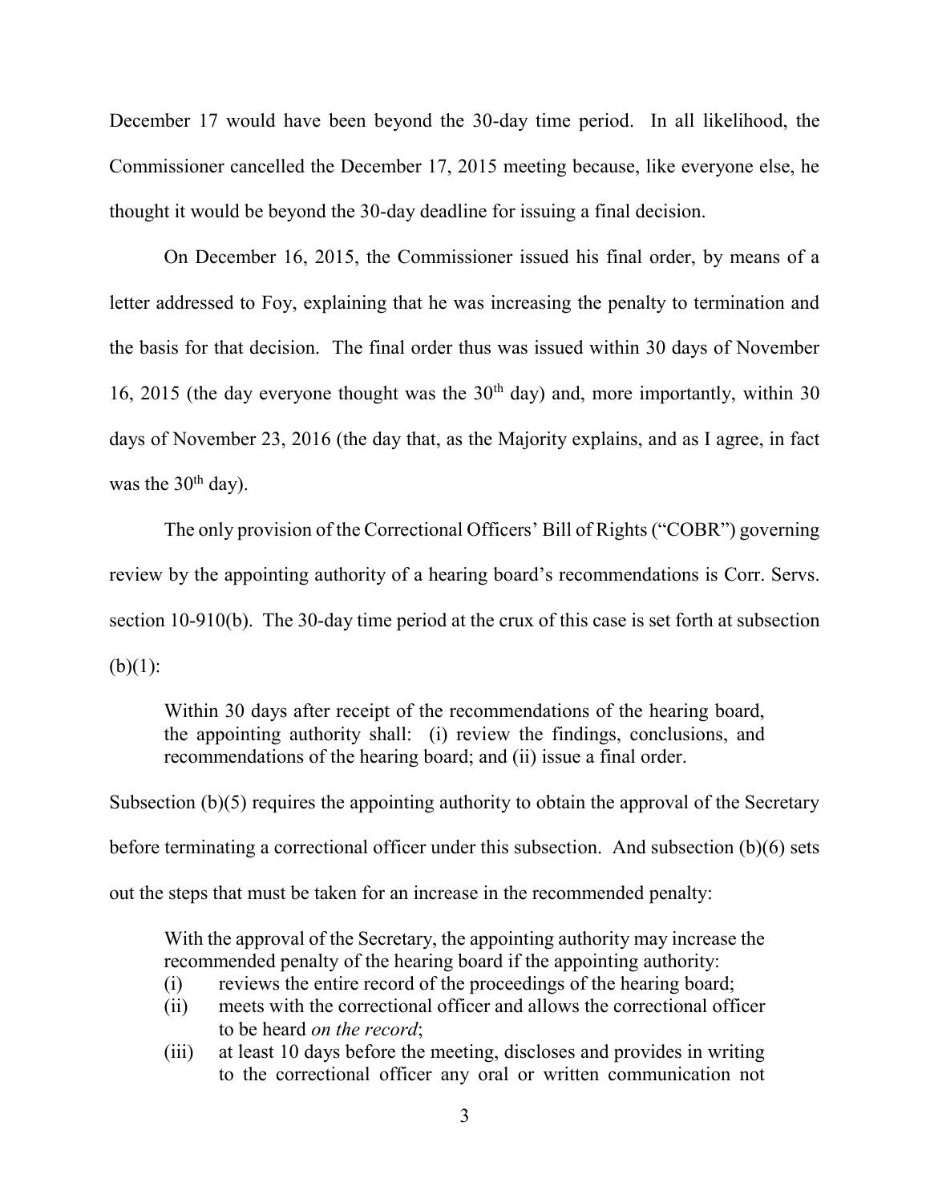December 17 would have been beyond the 30-day time period. In all likelihood, the Commissioner cancelled the December 17, 2015 meeting because, like everyone else, he thought it would be beyond the 30-day deadline for issuing a final decision.

On December 16, 2015, the Commissioner issued his final order, by means of a letter addressed to Foy, explaining that he was increasing the penalty to termination and the basis for that decision. The final order thus was issued within 30 days of November 16, 2015 (the day everyone thought was the 30th day) and, more importantly, within 30 days of November 23, 2016 (the day that, as the Majority explains, and as I agree, in fact was the 30th day).

The only provision of the Correctional Officers' Bill of Rights ("COBR") governing review by the appointing authority of a hearing board's recommendations is Corr. Servs. section 10-910(b). The 30-day time period at the crux of this case is set forth at subsection (b)(1):

> Within 30 days after receipt of the recommendations of the hearing board, the appointing authority shall: (i) review the findings, conclusions, and recommendations of the hearing board; and (ii) issue a final order.

Subsection (b)(5) requires the appointing authority to obtain the approval of the Secretary before terminating a correctional officer under this subsection. And subsection (b)(6) sets out the steps that must be taken for an increase in the recommended penalty:

> With the approval of the Secretary, the appointing authority may increase the recommended penalty of the hearing board if the appointing authority:
>
> (i) reviews the entire record of the proceedings of the hearing board;
>
> (ii) meets with the correctional officer and allows the correctional officer to be heard *on the record*;
>
> (iii) at least 10 days before the meeting, discloses and provides in writing to the correctional officer any oral or written communication not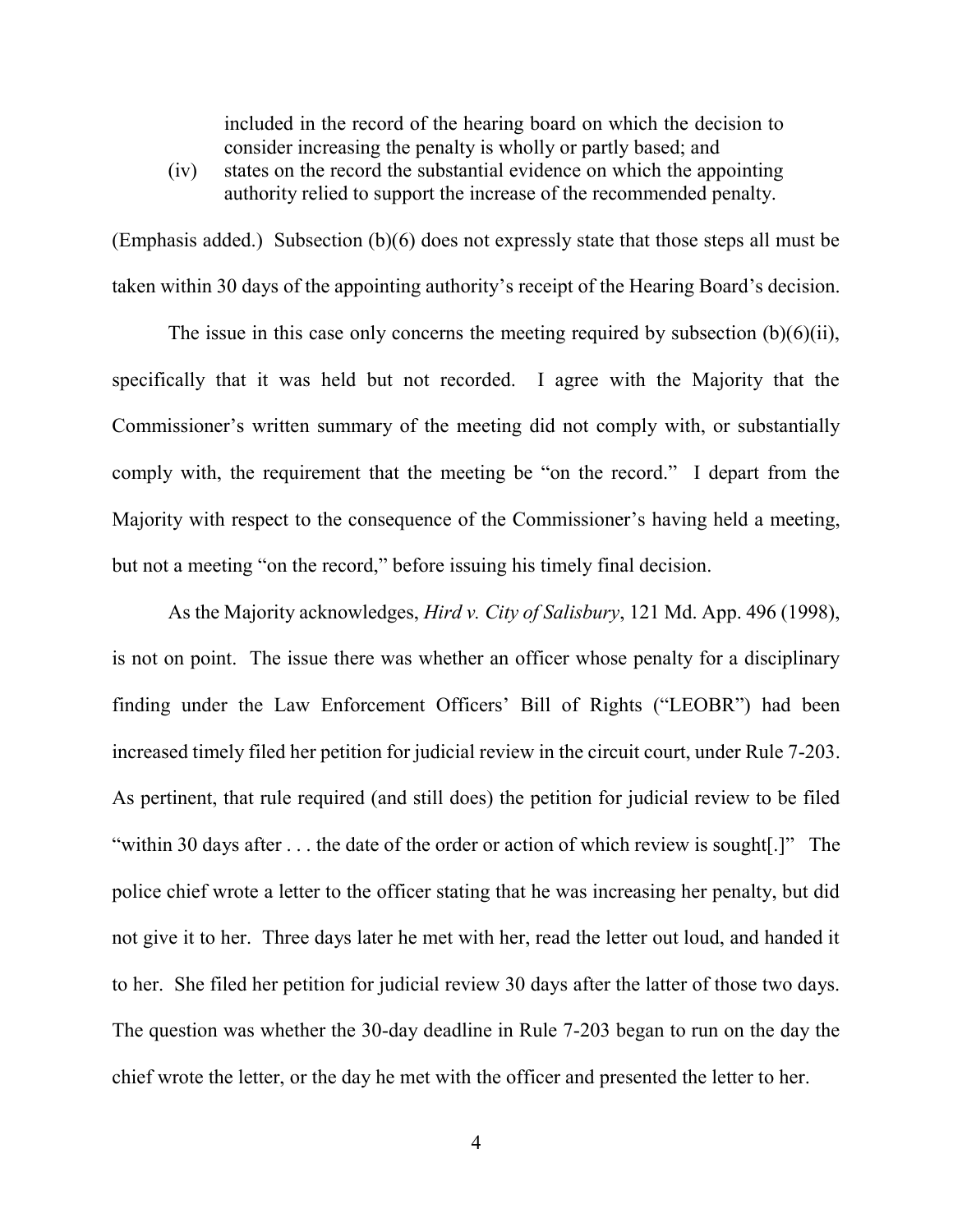included in the record of the hearing board on which the decision to consider increasing the penalty is wholly or partly based; and

(iv) states on the record the substantial evidence on which the appointing authority relied to support the increase of the recommended penalty.

(Emphasis added.) Subsection (b)(6) does not expressly state that those steps all must be taken within 30 days of the appointing authority's receipt of the Hearing Board's decision.

The issue in this case only concerns the meeting required by subsection (b)(6)(ii), specifically that it was held but not recorded. I agree with the Majority that the Commissioner's written summary of the meeting did not comply with, or substantially comply with, the requirement that the meeting be "on the record." I depart from the Majority with respect to the consequence of the Commissioner's having held a meeting, but not a meeting "on the record," before issuing his timely final decision.

As the Majority acknowledges, *Hird v. City of Salisbury*, 121 Md. App. 496 (1998), is not on point. The issue there was whether an officer whose penalty for a disciplinary finding under the Law Enforcement Officers' Bill of Rights ("LEOBR") had been increased timely filed her petition for judicial review in the circuit court, under Rule 7-203. As pertinent, that rule required (and still does) the petition for judicial review to be filed "within 30 days after . . . the date of the order or action of which review is sought[.]" The police chief wrote a letter to the officer stating that he was increasing her penalty, but did not give it to her. Three days later he met with her, read the letter out loud, and handed it to her. She filed her petition for judicial review 30 days after the latter of those two days. The question was whether the 30-day deadline in Rule 7-203 began to run on the day the chief wrote the letter, or the day he met with the officer and presented the letter to her.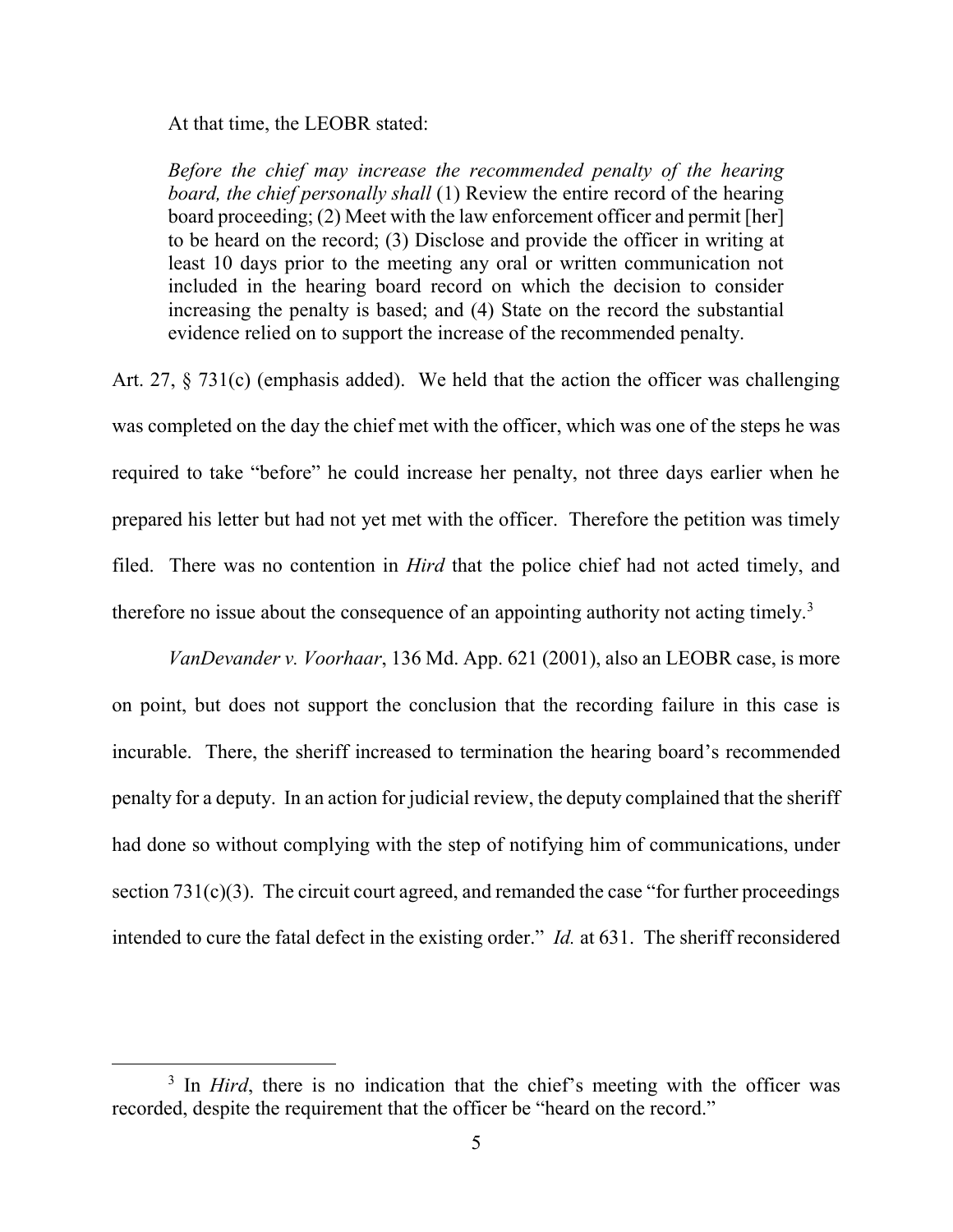At that time, the LEOBR stated:

> *Before the chief may increase the recommended penalty of the hearing board, the chief personally shall* (1) Review the entire record of the hearing board proceeding; (2) Meet with the law enforcement officer and permit [her] to be heard on the record; (3) Disclose and provide the officer in writing at least 10 days prior to the meeting any oral or written communication not included in the hearing board record on which the decision to consider increasing the penalty is based; and (4) State on the record the substantial evidence relied on to support the increase of the recommended penalty.

Art. 27, § 731(c) (emphasis added). We held that the action the officer was challenging was completed on the day the chief met with the officer, which was one of the steps he was required to take "before" he could increase her penalty, not three days earlier when he prepared his letter but had not yet met with the officer. Therefore the petition was timely filed. There was no contention in *Hird* that the police chief had not acted timely, and therefore no issue about the consequence of an appointing authority not acting timely.[3]

*VanDevander v. Voorhaar*, 136 Md. App. 621 (2001), also an LEOBR case, is more on point, but does not support the conclusion that the recording failure in this case is incurable. There, the sheriff increased to termination the hearing board's recommended penalty for a deputy. In an action for judicial review, the deputy complained that the sheriff had done so without complying with the step of notifying him of communications, under section 731(c)(3). The circuit court agreed, and remanded the case "for further proceedings intended to cure the fatal defect in the existing order." *Id.* at 631. The sheriff reconsidered

---

[3] In *Hird*, there is no indication that the chief's meeting with the officer was recorded, despite the requirement that the officer be "heard on the record."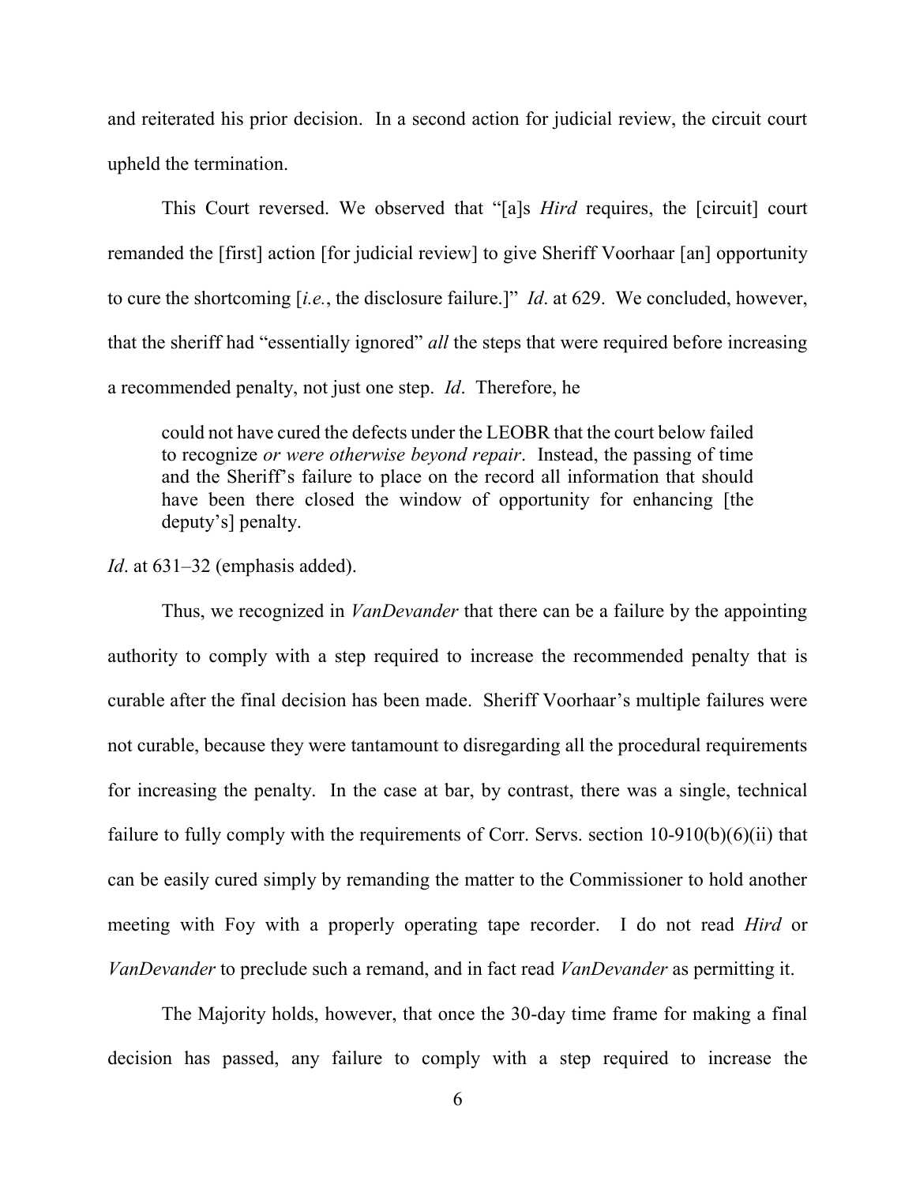and reiterated his prior decision. In a second action for judicial review, the circuit court upheld the termination.

This Court reversed. We observed that "[a]s *Hird* requires, the [circuit] court remanded the [first] action [for judicial review] to give Sheriff Voorhaar [an] opportunity to cure the shortcoming [*i.e.*, the disclosure failure.]" *Id*. at 629. We concluded, however, that the sheriff had "essentially ignored" *all* the steps that were required before increasing a recommended penalty, not just one step. *Id*. Therefore, he

> could not have cured the defects under the LEOBR that the court below failed to recognize *or were otherwise beyond repair*. Instead, the passing of time and the Sheriff's failure to place on the record all information that should have been there closed the window of opportunity for enhancing [the deputy's] penalty.

*Id*. at 631–32 (emphasis added).

Thus, we recognized in *VanDevander* that there can be a failure by the appointing authority to comply with a step required to increase the recommended penalty that is curable after the final decision has been made. Sheriff Voorhaar's multiple failures were not curable, because they were tantamount to disregarding all the procedural requirements for increasing the penalty. In the case at bar, by contrast, there was a single, technical failure to fully comply with the requirements of Corr. Servs. section 10-910(b)(6)(ii) that can be easily cured simply by remanding the matter to the Commissioner to hold another meeting with Foy with a properly operating tape recorder. I do not read *Hird* or *VanDevander* to preclude such a remand, and in fact read *VanDevander* as permitting it.

The Majority holds, however, that once the 30-day time frame for making a final decision has passed, any failure to comply with a step required to increase the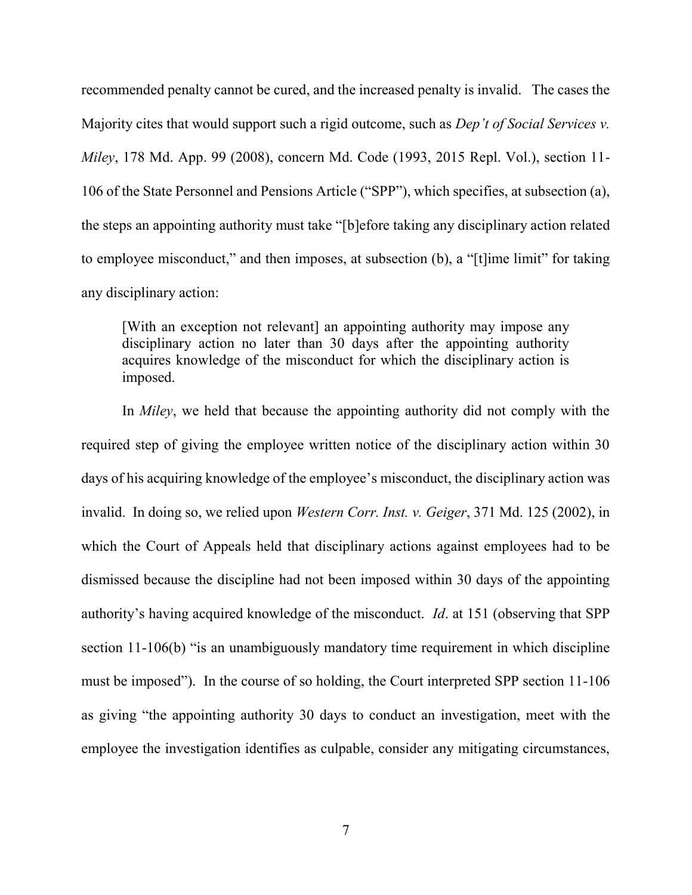recommended penalty cannot be cured, and the increased penalty is invalid. The cases the Majority cites that would support such a rigid outcome, such as *Dep't of Social Services v. Miley*, 178 Md. App. 99 (2008), concern Md. Code (1993, 2015 Repl. Vol.), section 11-106 of the State Personnel and Pensions Article ("SPP"), which specifies, at subsection (a), the steps an appointing authority must take "[b]efore taking any disciplinary action related to employee misconduct," and then imposes, at subsection (b), a "[t]ime limit" for taking any disciplinary action:

> [With an exception not relevant] an appointing authority may impose any disciplinary action no later than 30 days after the appointing authority acquires knowledge of the misconduct for which the disciplinary action is imposed.

In *Miley*, we held that because the appointing authority did not comply with the required step of giving the employee written notice of the disciplinary action within 30 days of his acquiring knowledge of the employee's misconduct, the disciplinary action was invalid. In doing so, we relied upon *Western Corr. Inst. v. Geiger*, 371 Md. 125 (2002), in which the Court of Appeals held that disciplinary actions against employees had to be dismissed because the discipline had not been imposed within 30 days of the appointing authority's having acquired knowledge of the misconduct. *Id*. at 151 (observing that SPP section 11-106(b) "is an unambiguously mandatory time requirement in which discipline must be imposed"). In the course of so holding, the Court interpreted SPP section 11-106 as giving "the appointing authority 30 days to conduct an investigation, meet with the employee the investigation identifies as culpable, consider any mitigating circumstances,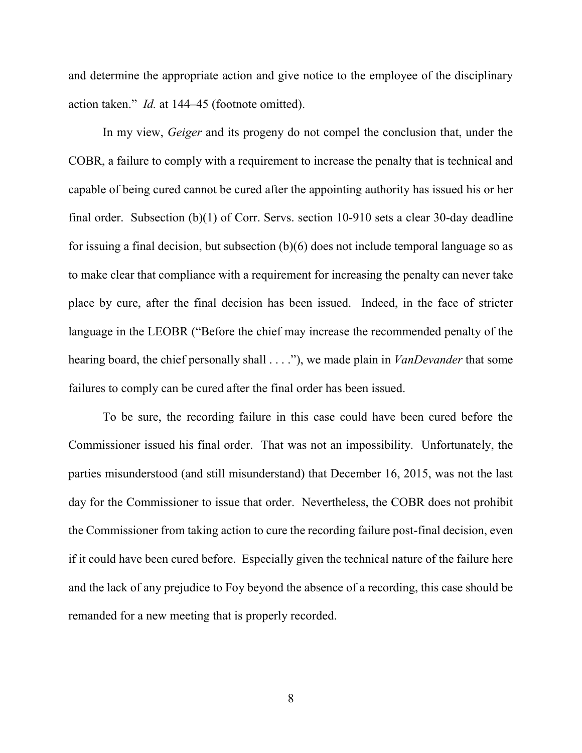and determine the appropriate action and give notice to the employee of the disciplinary action taken." *Id.* at 144–45 (footnote omitted).

In my view, *Geiger* and its progeny do not compel the conclusion that, under the COBR, a failure to comply with a requirement to increase the penalty that is technical and capable of being cured cannot be cured after the appointing authority has issued his or her final order. Subsection (b)(1) of Corr. Servs. section 10-910 sets a clear 30-day deadline for issuing a final decision, but subsection (b)(6) does not include temporal language so as to make clear that compliance with a requirement for increasing the penalty can never take place by cure, after the final decision has been issued. Indeed, in the face of stricter language in the LEOBR ("Before the chief may increase the recommended penalty of the hearing board, the chief personally shall . . . ."), we made plain in *VanDevander* that some failures to comply can be cured after the final order has been issued.

To be sure, the recording failure in this case could have been cured before the Commissioner issued his final order. That was not an impossibility. Unfortunately, the parties misunderstood (and still misunderstand) that December 16, 2015, was not the last day for the Commissioner to issue that order. Nevertheless, the COBR does not prohibit the Commissioner from taking action to cure the recording failure post-final decision, even if it could have been cured before. Especially given the technical nature of the failure here and the lack of any prejudice to Foy beyond the absence of a recording, this case should be remanded for a new meeting that is properly recorded.